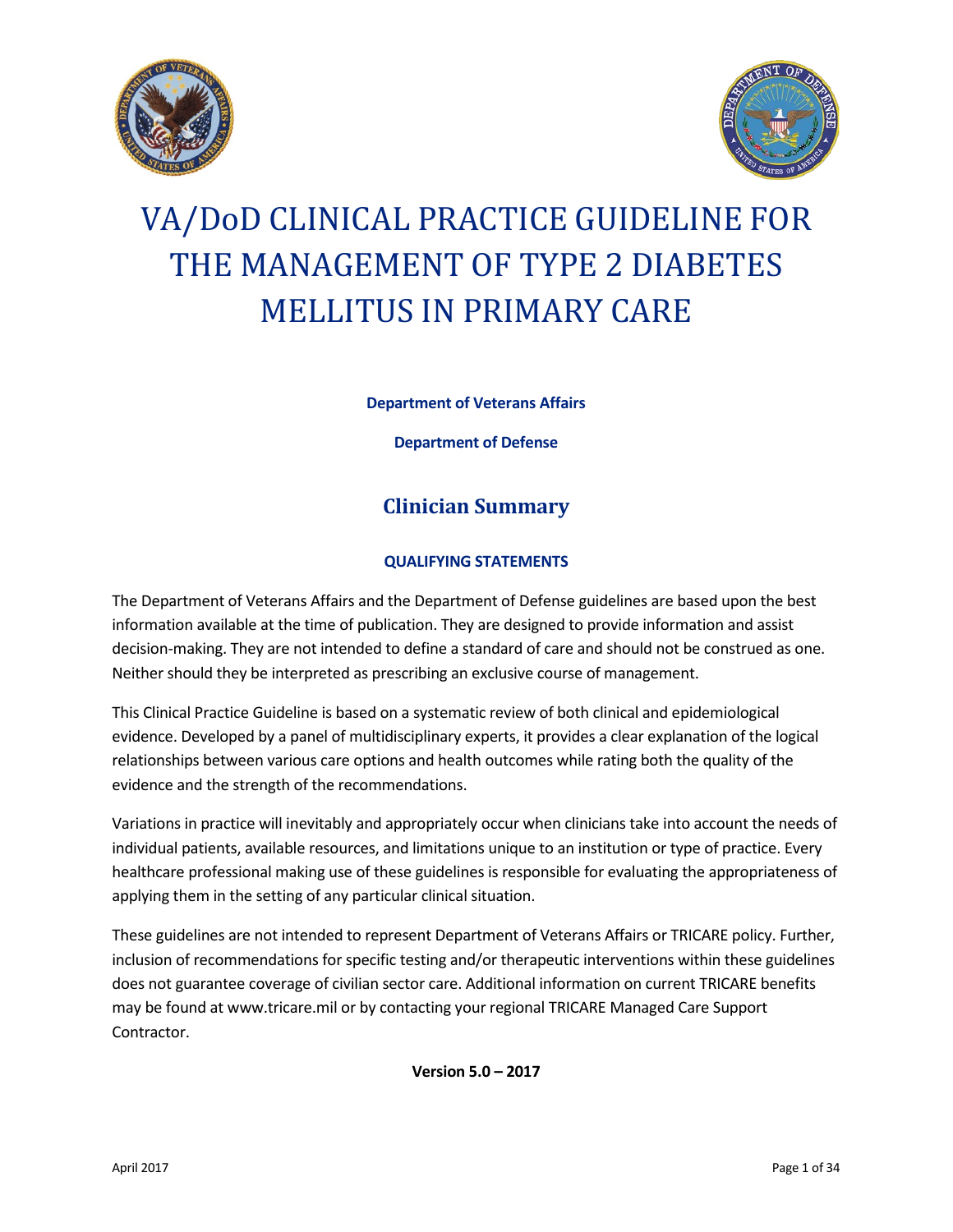# VA/DoD CLINICAL PRACTICE GUIDELINE FOR THE MANAGEMENT OF TYPE 2 DIABETES MELLITUS IN PRIMARY CARE

**Department of Veterans Affairs**

**Department of Defense**

## Clinician Summary

### QUALIFYING STATEMENTS

The Department of Veterans Affairs and the Department of Defense guidelines are based upon the best information available at the time of publication. They are designed to provide information and assist decision-making. They are not intended to define a standard of care and should not be construed as one. Neither should they be interpreted as prescribing an exclusive course of management.

This Clinical Practice Guideline is based on a systematic review of both clinical and epidemiological evidence. Developed by a panel of multidisciplinary experts, it provides a clear explanation of the logical relationships between various care options and health outcomes while rating both the quality of the evidence and the strength of the recommendations.

Variations in practice will inevitably and appropriately occur when clinicians take into account the needs of individual patients, available resources, and limitations unique to an institution or type of practice. Every healthcare professional making use of these guidelines is responsible for evaluating the appropriateness of applying them in the setting of any particular clinical situation.

These guidelines are not intended to represent Department of Veterans Affairs or TRICARE policy. Further, inclusion of recommendations for specific testing and/or therapeutic interventions within these guidelines does not guarantee coverage of civilian sector care. Additional information on current TRICARE benefits may be found at www.tricare.mil or by contacting your regional TRICARE Managed Care Support Contractor.

**Version 5.0 – 2017**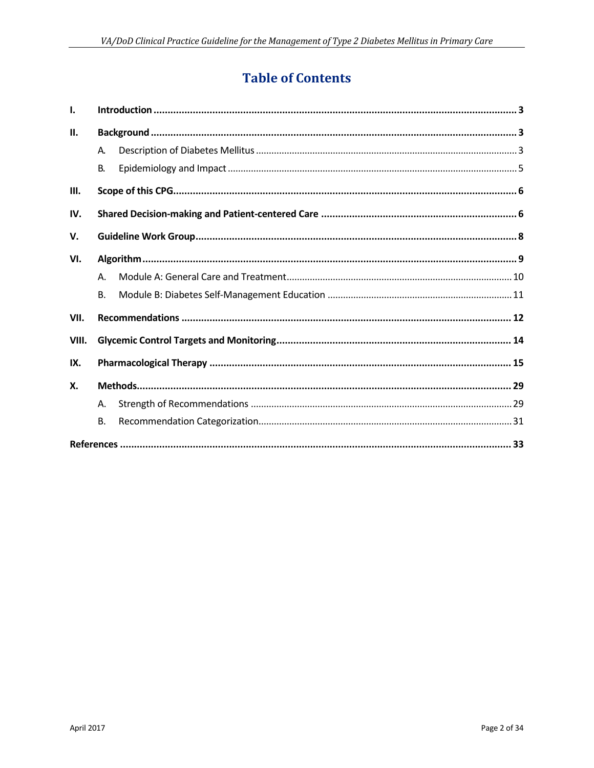# Table of Contents

- I. **Introduction** ..... 3
- II. **Background** ..... 3
  - A. Description of Diabetes Mellitus ..... 3
  - B. Epidemiology and Impact ..... 5
- III. **Scope of this CPG** ..... 6
- IV. **Shared Decision-making and Patient-centered Care** ..... 6
- V. **Guideline Work Group** ..... 8
- VI. **Algorithm** ..... 9
  - A. Module A: General Care and Treatment ..... 10
  - B. Module B: Diabetes Self-Management Education ..... 11
- VII. **Recommendations** ..... 12
- VIII. **Glycemic Control Targets and Monitoring** ..... 14
- IX. **Pharmacological Therapy** ..... 15
- X. **Methods** ..... 29
  - A. Strength of Recommendations ..... 29
  - B. Recommendation Categorization ..... 31
- **References** ..... 33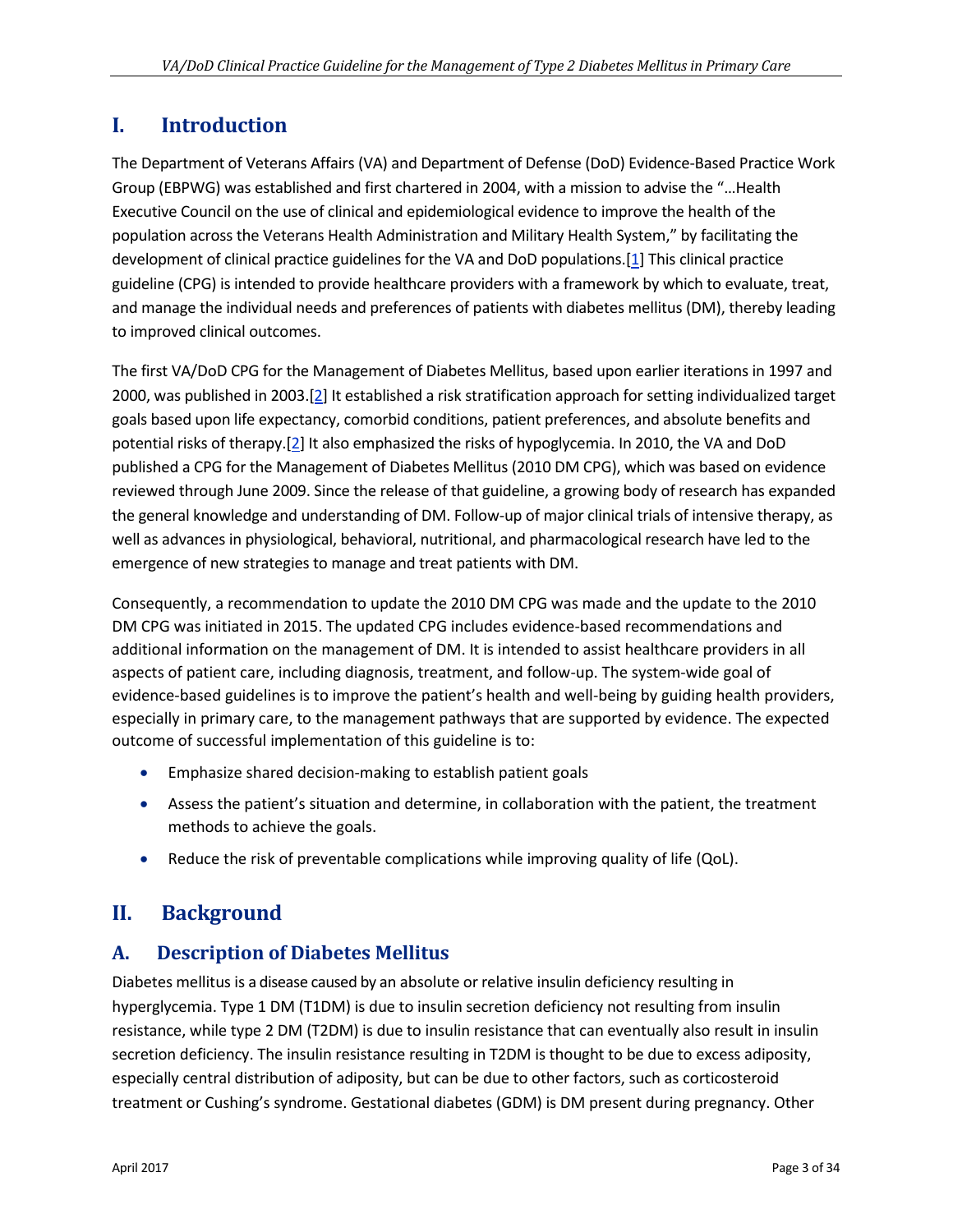# I. Introduction

The Department of Veterans Affairs (VA) and Department of Defense (DoD) Evidence-Based Practice Work Group (EBPWG) was established and first chartered in 2004, with a mission to advise the "…Health Executive Council on the use of clinical and epidemiological evidence to improve the health of the population across the Veterans Health Administration and Military Health System," by facilitating the development of clinical practice guidelines for the VA and DoD populations.[1] This clinical practice guideline (CPG) is intended to provide healthcare providers with a framework by which to evaluate, treat, and manage the individual needs and preferences of patients with diabetes mellitus (DM), thereby leading to improved clinical outcomes.

The first VA/DoD CPG for the Management of Diabetes Mellitus, based upon earlier iterations in 1997 and 2000, was published in 2003.[2] It established a risk stratification approach for setting individualized target goals based upon life expectancy, comorbid conditions, patient preferences, and absolute benefits and potential risks of therapy.[2] It also emphasized the risks of hypoglycemia. In 2010, the VA and DoD published a CPG for the Management of Diabetes Mellitus (2010 DM CPG), which was based on evidence reviewed through June 2009. Since the release of that guideline, a growing body of research has expanded the general knowledge and understanding of DM. Follow-up of major clinical trials of intensive therapy, as well as advances in physiological, behavioral, nutritional, and pharmacological research have led to the emergence of new strategies to manage and treat patients with DM.

Consequently, a recommendation to update the 2010 DM CPG was made and the update to the 2010 DM CPG was initiated in 2015. The updated CPG includes evidence-based recommendations and additional information on the management of DM. It is intended to assist healthcare providers in all aspects of patient care, including diagnosis, treatment, and follow-up. The system-wide goal of evidence-based guidelines is to improve the patient's health and well-being by guiding health providers, especially in primary care, to the management pathways that are supported by evidence. The expected outcome of successful implementation of this guideline is to:

- Emphasize shared decision-making to establish patient goals
- Assess the patient's situation and determine, in collaboration with the patient, the treatment methods to achieve the goals.
- Reduce the risk of preventable complications while improving quality of life (QoL).

# II. Background

## A. Description of Diabetes Mellitus

Diabetes mellitus is a disease caused by an absolute or relative insulin deficiency resulting in hyperglycemia. Type 1 DM (T1DM) is due to insulin secretion deficiency not resulting from insulin resistance, while type 2 DM (T2DM) is due to insulin resistance that can eventually also result in insulin secretion deficiency. The insulin resistance resulting in T2DM is thought to be due to excess adiposity, especially central distribution of adiposity, but can be due to other factors, such as corticosteroid treatment or Cushing's syndrome. Gestational diabetes (GDM) is DM present during pregnancy. Other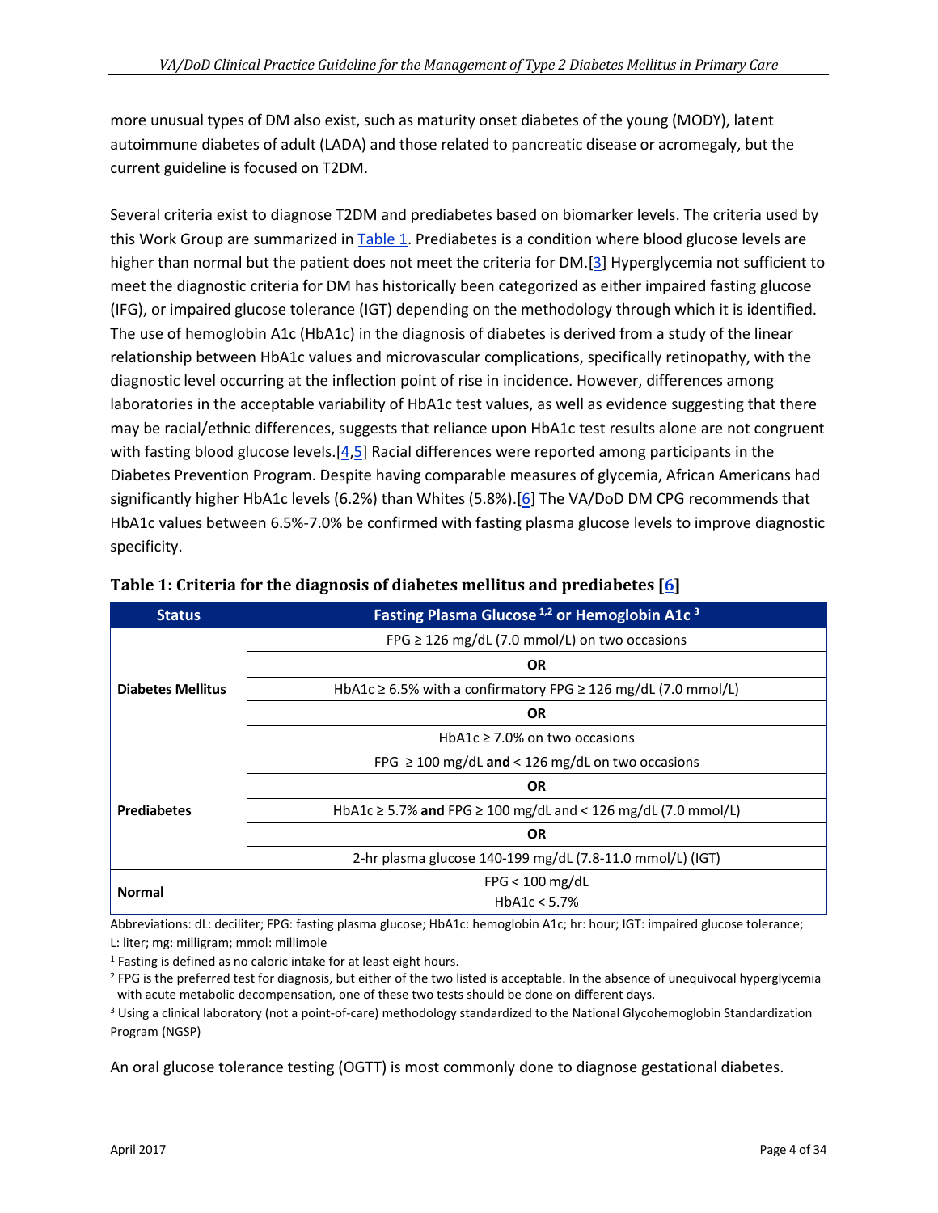more unusual types of DM also exist, such as maturity onset diabetes of the young (MODY), latent autoimmune diabetes of adult (LADA) and those related to pancreatic disease or acromegaly, but the current guideline is focused on T2DM.

Several criteria exist to diagnose T2DM and prediabetes based on biomarker levels. The criteria used by this Work Group are summarized in Table 1. Prediabetes is a condition where blood glucose levels are higher than normal but the patient does not meet the criteria for DM.[3] Hyperglycemia not sufficient to meet the diagnostic criteria for DM has historically been categorized as either impaired fasting glucose (IFG), or impaired glucose tolerance (IGT) depending on the methodology through which it is identified. The use of hemoglobin A1c (HbA1c) in the diagnosis of diabetes is derived from a study of the linear relationship between HbA1c values and microvascular complications, specifically retinopathy, with the diagnostic level occurring at the inflection point of rise in incidence. However, differences among laboratories in the acceptable variability of HbA1c test values, as well as evidence suggesting that there may be racial/ethnic differences, suggests that reliance upon HbA1c test results alone are not congruent with fasting blood glucose levels.[4,5] Racial differences were reported among participants in the Diabetes Prevention Program. Despite having comparable measures of glycemia, African Americans had significantly higher HbA1c levels (6.2%) than Whites (5.8%).[6] The VA/DoD DM CPG recommends that HbA1c values between 6.5%-7.0% be confirmed with fasting plasma glucose levels to improve diagnostic specificity.

**Table 1: Criteria for the diagnosis of diabetes mellitus and prediabetes [6]**

| Status | Fasting Plasma Glucose [1,2] or Hemoglobin A1c [3] |
|---|---|
| **Diabetes Mellitus** | FPG ≥ 126 mg/dL (7.0 mmol/L) on two occasions |
| | **OR** |
| | HbA1c ≥ 6.5% with a confirmatory FPG ≥ 126 mg/dL (7.0 mmol/L) |
| | **OR** |
| | HbA1c ≥ 7.0% on two occasions |
| **Prediabetes** | FPG ≥ 100 mg/dL **and** < 126 mg/dL on two occasions |
| | **OR** |
| | HbA1c ≥ 5.7% **and** FPG ≥ 100 mg/dL and < 126 mg/dL (7.0 mmol/L) |
| | **OR** |
| | 2-hr plasma glucose 140-199 mg/dL (7.8-11.0 mmol/L) (IGT) |
| **Normal** | FPG < 100 mg/dL<br>HbA1c < 5.7% |

Abbreviations: dL: deciliter; FPG: fasting plasma glucose; HbA1c: hemoglobin A1c; hr: hour; IGT: impaired glucose tolerance; L: liter; mg: milligram; mmol: millimole

[1] Fasting is defined as no caloric intake for at least eight hours.

[2] FPG is the preferred test for diagnosis, but either of the two listed is acceptable. In the absence of unequivocal hyperglycemia with acute metabolic decompensation, one of these two tests should be done on different days.

[3] Using a clinical laboratory (not a point-of-care) methodology standardized to the National Glycohemoglobin Standardization Program (NGSP)

An oral glucose tolerance testing (OGTT) is most commonly done to diagnose gestational diabetes.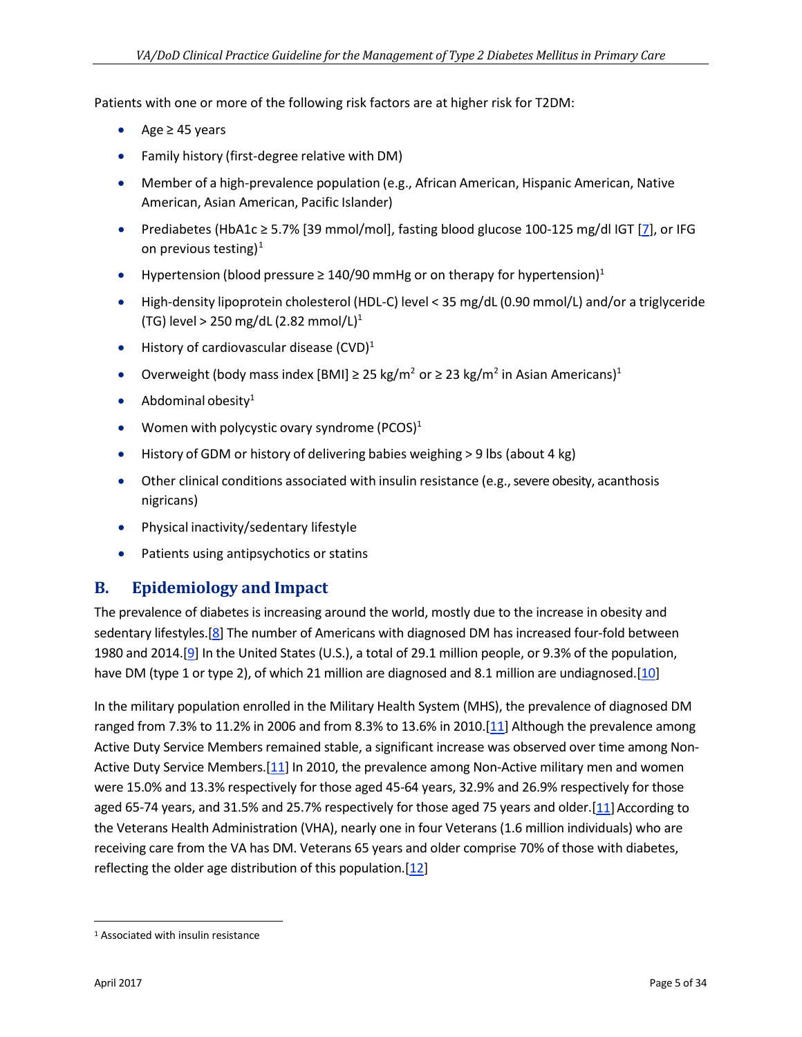Patients with one or more of the following risk factors are at higher risk for T2DM:

- Age ≥ 45 years
- Family history (first-degree relative with DM)
- Member of a high-prevalence population (e.g., African American, Hispanic American, Native American, Asian American, Pacific Islander)
- Prediabetes (HbA1c ≥ 5.7% [39 mmol/mol], fasting blood glucose 100-125 mg/dl IGT [7], or IFG on previous testing)[1]
- Hypertension (blood pressure ≥ 140/90 mmHg or on therapy for hypertension)[1]
- High-density lipoprotein cholesterol (HDL-C) level < 35 mg/dL (0.90 mmol/L) and/or a triglyceride (TG) level > 250 mg/dL (2.82 mmol/L)[1]
- History of cardiovascular disease (CVD)[1]
- Overweight (body mass index [BMI] ≥ 25 kg/m$^2$ or ≥ 23 kg/m$^2$ in Asian Americans)[1]
- Abdominal obesity[1]
- Women with polycystic ovary syndrome (PCOS)[1]
- History of GDM or history of delivering babies weighing > 9 lbs (about 4 kg)
- Other clinical conditions associated with insulin resistance (e.g., severe obesity, acanthosis nigricans)
- Physical inactivity/sedentary lifestyle
- Patients using antipsychotics or statins

## B. Epidemiology and Impact

The prevalence of diabetes is increasing around the world, mostly due to the increase in obesity and sedentary lifestyles.[8] The number of Americans with diagnosed DM has increased four-fold between 1980 and 2014.[9] In the United States (U.S.), a total of 29.1 million people, or 9.3% of the population, have DM (type 1 or type 2), of which 21 million are diagnosed and 8.1 million are undiagnosed.[10]

In the military population enrolled in the Military Health System (MHS), the prevalence of diagnosed DM ranged from 7.3% to 11.2% in 2006 and from 8.3% to 13.6% in 2010.[11] Although the prevalence among Active Duty Service Members remained stable, a significant increase was observed over time among Non-Active Duty Service Members.[11] In 2010, the prevalence among Non-Active military men and women were 15.0% and 13.3% respectively for those aged 45-64 years, 32.9% and 26.9% respectively for those aged 65-74 years, and 31.5% and 25.7% respectively for those aged 75 years and older.[11] According to the Veterans Health Administration (VHA), nearly one in four Veterans (1.6 million individuals) who are receiving care from the VA has DM. Veterans 65 years and older comprise 70% of those with diabetes, reflecting the older age distribution of this population.[12]

---

[1] Associated with insulin resistance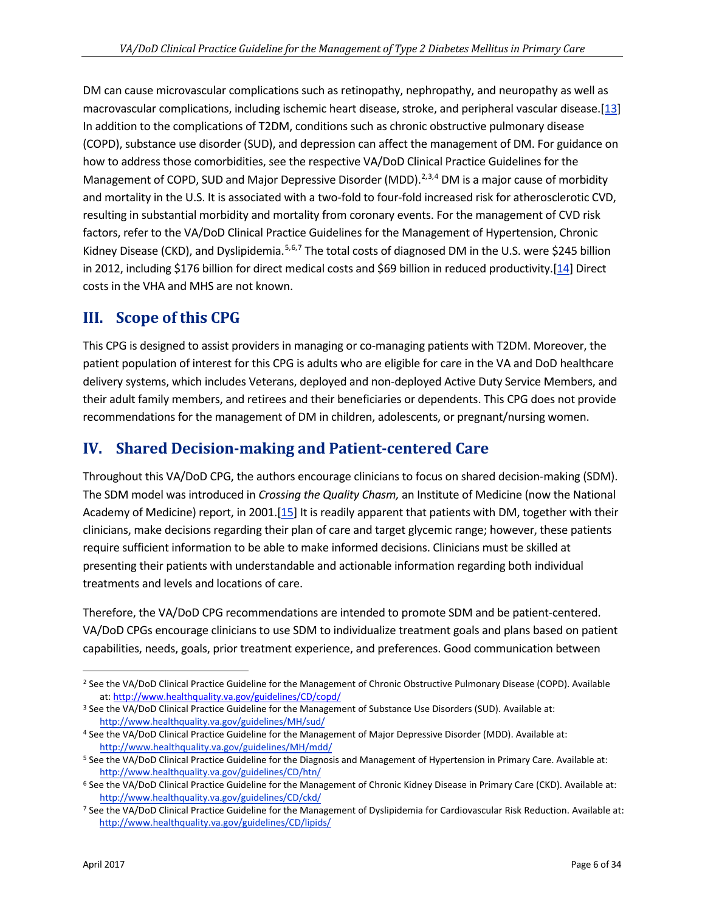DM can cause microvascular complications such as retinopathy, nephropathy, and neuropathy as well as macrovascular complications, including ischemic heart disease, stroke, and peripheral vascular disease.[13] In addition to the complications of T2DM, conditions such as chronic obstructive pulmonary disease (COPD), substance use disorder (SUD), and depression can affect the management of DM. For guidance on how to address those comorbidities, see the respective VA/DoD Clinical Practice Guidelines for the Management of COPD, SUD and Major Depressive Disorder (MDD).[2,3,4] DM is a major cause of morbidity and mortality in the U.S. It is associated with a two-fold to four-fold increased risk for atherosclerotic CVD, resulting in substantial morbidity and mortality from coronary events. For the management of CVD risk factors, refer to the VA/DoD Clinical Practice Guidelines for the Management of Hypertension, Chronic Kidney Disease (CKD), and Dyslipidemia.[5,6,7] The total costs of diagnosed DM in the U.S. were $245 billion in 2012, including $176 billion for direct medical costs and $69 billion in reduced productivity.[14] Direct costs in the VHA and MHS are not known.

## III. Scope of this CPG

This CPG is designed to assist providers in managing or co-managing patients with T2DM. Moreover, the patient population of interest for this CPG is adults who are eligible for care in the VA and DoD healthcare delivery systems, which includes Veterans, deployed and non-deployed Active Duty Service Members, and their adult family members, and retirees and their beneficiaries or dependents. This CPG does not provide recommendations for the management of DM in children, adolescents, or pregnant/nursing women.

## IV. Shared Decision-making and Patient-centered Care

Throughout this VA/DoD CPG, the authors encourage clinicians to focus on shared decision-making (SDM). The SDM model was introduced in *Crossing the Quality Chasm,* an Institute of Medicine (now the National Academy of Medicine) report, in 2001.[15] It is readily apparent that patients with DM, together with their clinicians, make decisions regarding their plan of care and target glycemic range; however, these patients require sufficient information to be able to make informed decisions. Clinicians must be skilled at presenting their patients with understandable and actionable information regarding both individual treatments and levels and locations of care.

Therefore, the VA/DoD CPG recommendations are intended to promote SDM and be patient-centered. VA/DoD CPGs encourage clinicians to use SDM to individualize treatment goals and plans based on patient capabilities, needs, goals, prior treatment experience, and preferences. Good communication between

---

[2] See the VA/DoD Clinical Practice Guideline for the Management of Chronic Obstructive Pulmonary Disease (COPD). Available at: http://www.healthquality.va.gov/guidelines/CD/copd/

[3] See the VA/DoD Clinical Practice Guideline for the Management of Substance Use Disorders (SUD). Available at: http://www.healthquality.va.gov/guidelines/MH/sud/

[4] See the VA/DoD Clinical Practice Guideline for the Management of Major Depressive Disorder (MDD). Available at: http://www.healthquality.va.gov/guidelines/MH/mdd/

[5] See the VA/DoD Clinical Practice Guideline for the Diagnosis and Management of Hypertension in Primary Care. Available at: http://www.healthquality.va.gov/guidelines/CD/htn/

[6] See the VA/DoD Clinical Practice Guideline for the Management of Chronic Kidney Disease in Primary Care (CKD). Available at: http://www.healthquality.va.gov/guidelines/CD/ckd/

[7] See the VA/DoD Clinical Practice Guideline for the Management of Dyslipidemia for Cardiovascular Risk Reduction. Available at: http://www.healthquality.va.gov/guidelines/CD/lipids/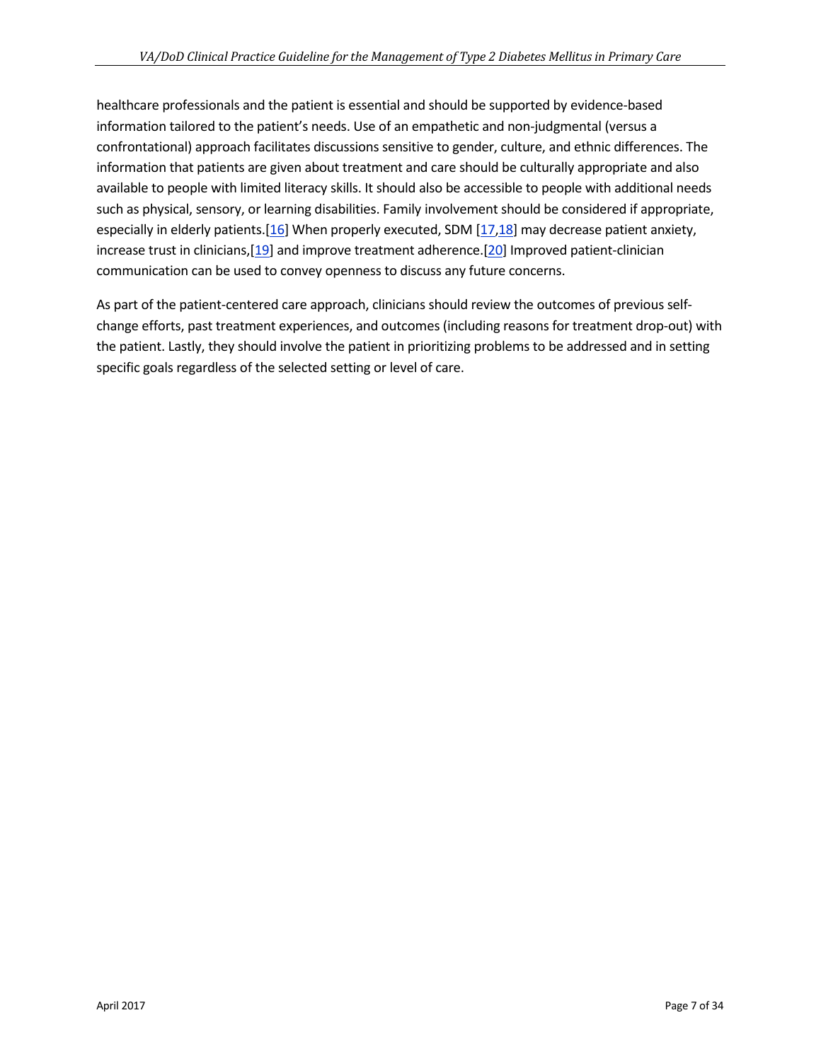healthcare professionals and the patient is essential and should be supported by evidence-based information tailored to the patient's needs. Use of an empathetic and non-judgmental (versus a confrontational) approach facilitates discussions sensitive to gender, culture, and ethnic differences. The information that patients are given about treatment and care should be culturally appropriate and also available to people with limited literacy skills. It should also be accessible to people with additional needs such as physical, sensory, or learning disabilities. Family involvement should be considered if appropriate, especially in elderly patients.[16] When properly executed, SDM [17,18] may decrease patient anxiety, increase trust in clinicians,[19] and improve treatment adherence.[20] Improved patient-clinician communication can be used to convey openness to discuss any future concerns.

As part of the patient-centered care approach, clinicians should review the outcomes of previous self-change efforts, past treatment experiences, and outcomes (including reasons for treatment drop-out) with the patient. Lastly, they should involve the patient in prioritizing problems to be addressed and in setting specific goals regardless of the selected setting or level of care.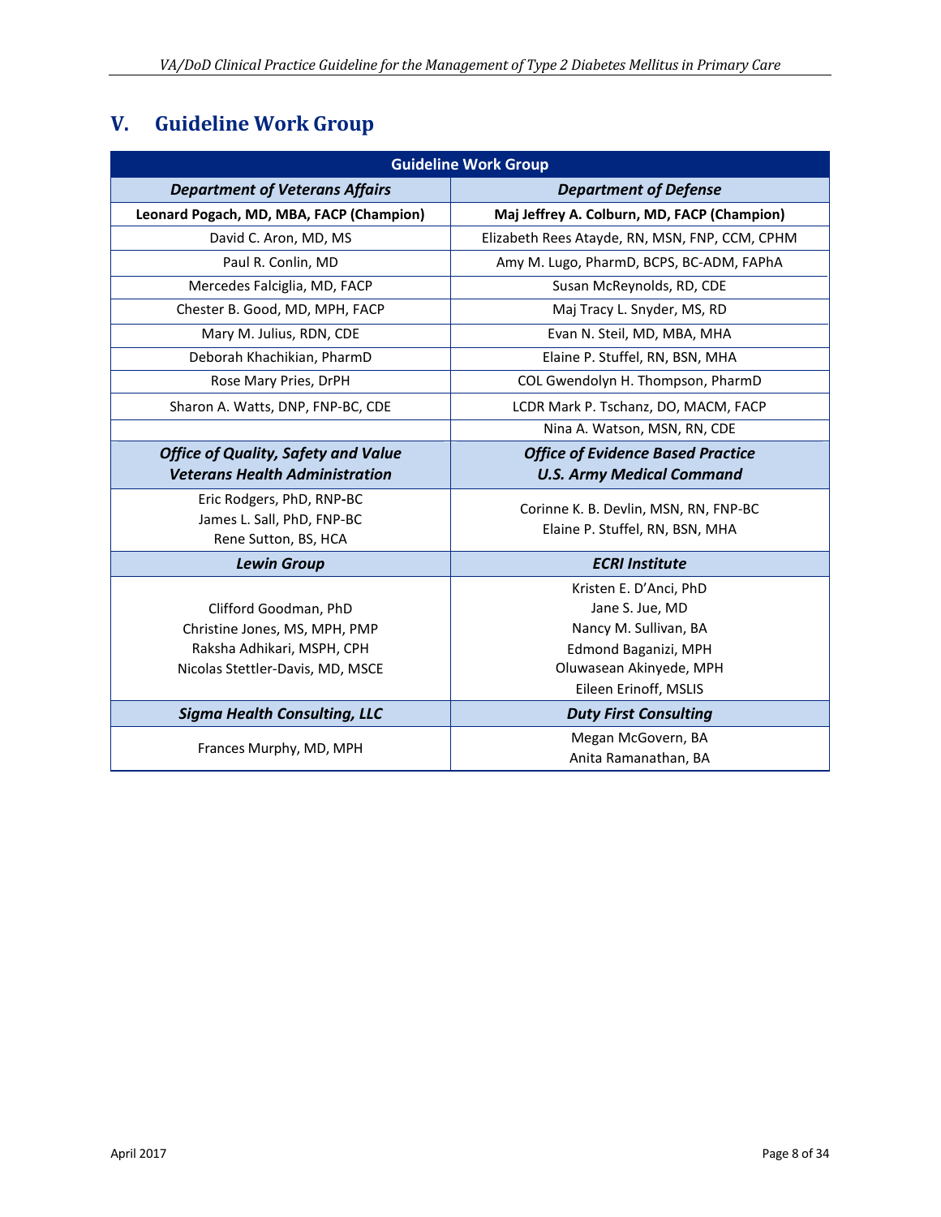## V. Guideline Work Group

| Guideline Work Group | |
|---|---|
| ***Department of Veterans Affairs*** | ***Department of Defense*** |
| **Leonard Pogach, MD, MBA, FACP (Champion)** | **Maj Jeffrey A. Colburn, MD, FACP (Champion)** |
| David C. Aron, MD, MS | Elizabeth Rees Atayde, RN, MSN, FNP, CCM, CPHM |
| Paul R. Conlin, MD | Amy M. Lugo, PharmD, BCPS, BC-ADM, FAPhA |
| Mercedes Falciglia, MD, FACP | Susan McReynolds, RD, CDE |
| Chester B. Good, MD, MPH, FACP | Maj Tracy L. Snyder, MS, RD |
| Mary M. Julius, RDN, CDE | Evan N. Steil, MD, MBA, MHA |
| Deborah Khachikian, PharmD | Elaine P. Stuffel, RN, BSN, MHA |
| Rose Mary Pries, DrPH | COL Gwendolyn H. Thompson, PharmD |
| Sharon A. Watts, DNP, FNP-BC, CDE | LCDR Mark P. Tschanz, DO, MACM, FACP |
| | Nina A. Watson, MSN, RN, CDE |
| ***Office of Quality, Safety and Value Veterans Health Administration*** | ***Office of Evidence Based Practice U.S. Army Medical Command*** |
| Eric Rodgers, PhD, RNP-BC<br>James L. Sall, PhD, FNP-BC<br>Rene Sutton, BS, HCA | Corinne K. B. Devlin, MSN, RN, FNP-BC<br>Elaine P. Stuffel, RN, BSN, MHA |
| ***Lewin Group*** | ***ECRI Institute*** |
| Clifford Goodman, PhD<br>Christine Jones, MS, MPH, PMP<br>Raksha Adhikari, MSPH, CPH<br>Nicolas Stettler-Davis, MD, MSCE | Kristen E. D'Anci, PhD<br>Jane S. Jue, MD<br>Nancy M. Sullivan, BA<br>Edmond Baganizi, MPH<br>Oluwasean Akinyede, MPH<br>Eileen Erinoff, MSLIS |
| ***Sigma Health Consulting, LLC*** | ***Duty First Consulting*** |
| Frances Murphy, MD, MPH | Megan McGovern, BA<br>Anita Ramanathan, BA |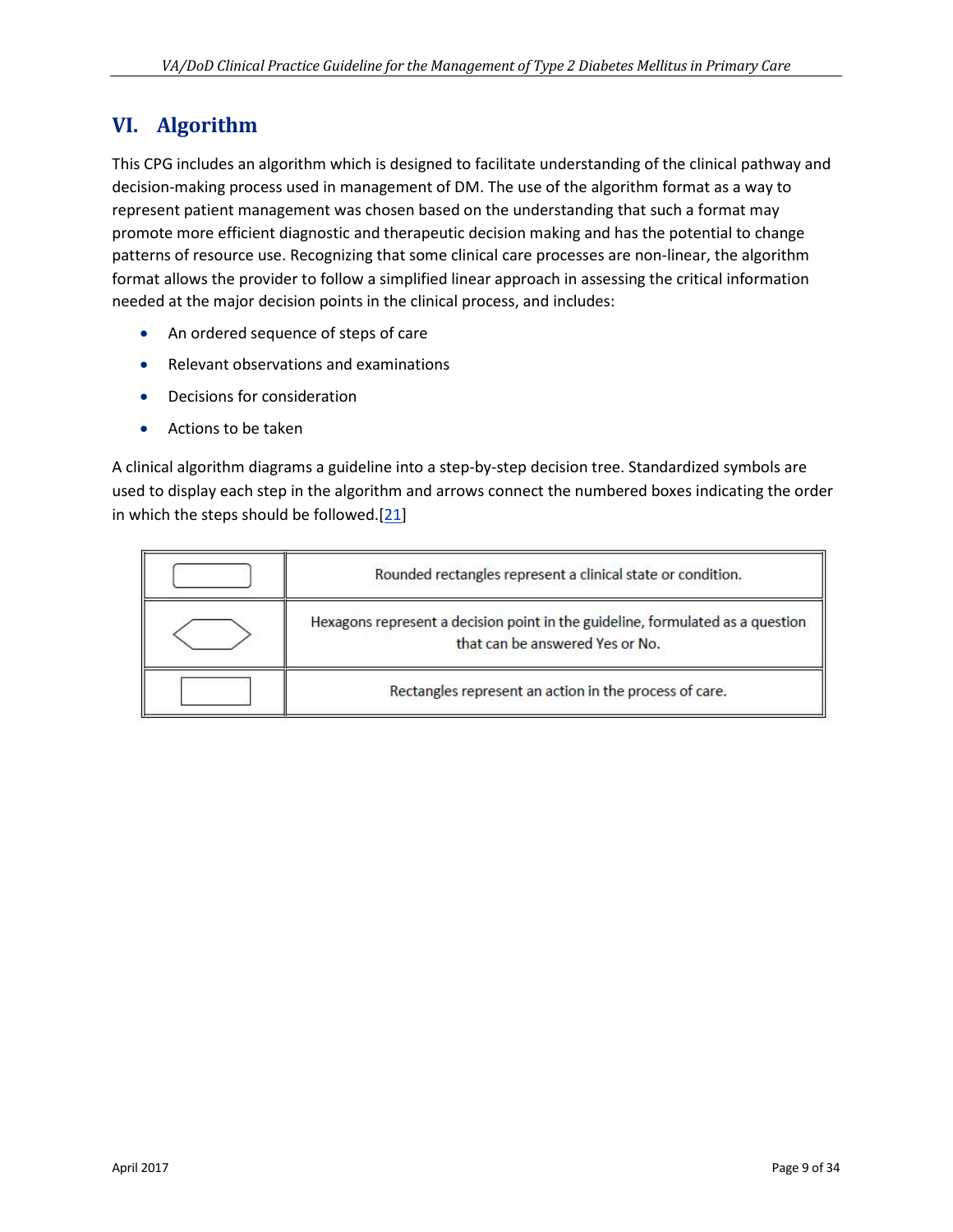## VI. Algorithm

This CPG includes an algorithm which is designed to facilitate understanding of the clinical pathway and decision-making process used in management of DM. The use of the algorithm format as a way to represent patient management was chosen based on the understanding that such a format may promote more efficient diagnostic and therapeutic decision making and has the potential to change patterns of resource use. Recognizing that some clinical care processes are non-linear, the algorithm format allows the provider to follow a simplified linear approach in assessing the critical information needed at the major decision points in the clinical process, and includes:

- An ordered sequence of steps of care
- Relevant observations and examinations
- Decisions for consideration
- Actions to be taken

A clinical algorithm diagrams a guideline into a step-by-step decision tree. Standardized symbols are used to display each step in the algorithm and arrows connect the numbered boxes indicating the order in which the steps should be followed.[21]

| Symbol | Description |
|---|---|
| Rounded rectangle | Rounded rectangles represent a clinical state or condition. |
| Hexagon | Hexagons represent a decision point in the guideline, formulated as a question that can be answered Yes or No. |
| Rectangle | Rectangles represent an action in the process of care. |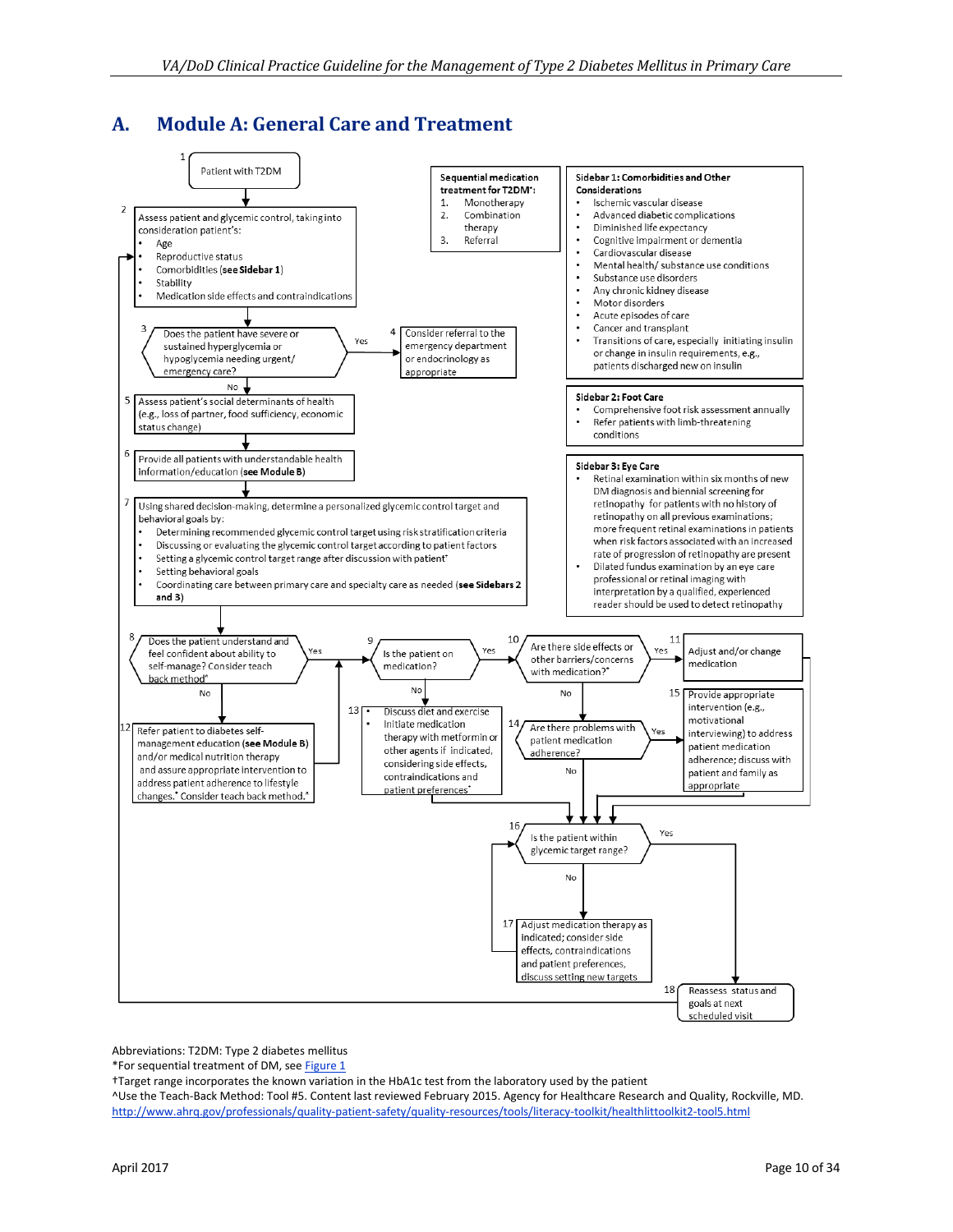## A. Module A: General Care and Treatment

1. Patient with T2DM

2. Assess patient and glycemic control, taking into consideration patient's:
   - Age
   - Reproductive status
   - Comorbidities (**see Sidebar 1**)
   - Stability
   - Medication side effects and contraindications

3. Does the patient have severe or sustained hyperglycemia or hypoglycemia needing urgent/emergency care?
   - Yes → 4. Consider referral to the emergency department or endocrinology as appropriate
   - No → 5

5. Assess patient's social determinants of health (e.g., loss of partner, food sufficiency, economic status change)

6. Provide all patients with understandable health information/education (**see Module B**)

7. Using shared decision-making, determine a personalized glycemic control target and behavioral goals by:
   - Determining recommended glycemic control target using risk stratification criteria
   - Discussing or evaluating the glycemic control target according to patient factors
   - Setting a glycemic control target range after discussion with patient†
   - Setting behavioral goals
   - Coordinating care between primary care and specialty care as needed (**see Sidebars 2 and 3**)

8. Does the patient understand and feel confident about ability to self-manage? Consider teach back method^
   - Yes → 9
   - No → 12. Refer patient to diabetes self-management education (**see Module B**) and/or medical nutrition therapy and assure appropriate intervention to address patient adherence to lifestyle changes.* Consider teach back method.^ → 9

9. Is the patient on medication?
   - Yes → 10
   - No → 13. 
     - Discuss diet and exercise
     - Initiate medication therapy with metformin or other agents if indicated, considering side effects, contraindications and patient preferences* → 16

10. Are there side effects or other barriers/concerns with medication?*
    - Yes → 11. Adjust and/or change medication → 16
    - No → 14

14. Are there problems with patient medication adherence?
    - Yes → 15. Provide appropriate intervention (e.g., motivational interviewing) to address patient medication adherence; discuss with patient and family as appropriate → 16
    - No → 16

16. Is the patient within glycemic target range?
    - Yes → 18
    - No → 17. Adjust medication therapy as indicated; consider side effects, contraindications and patient preferences, discuss setting new targets → 16

18. Reassess status and goals at next scheduled visit → 2

**Sequential medication treatment for T2DM*:**

1. Monotherapy
2. Combination therapy
3. Referral

**Sidebar 1: Comorbidities and Other Considerations**

- Ischemic vascular disease
- Advanced diabetic complications
- Diminished life expectancy
- Cognitive impairment or dementia
- Cardiovascular disease
- Mental health/ substance use conditions
- Substance use disorders
- Any chronic kidney disease
- Motor disorders
- Acute episodes of care
- Cancer and transplant
- Transitions of care, especially initiating insulin or change in insulin requirements, e.g., patients discharged new on insulin

**Sidebar 2: Foot Care**

- Comprehensive foot risk assessment annually
- Refer patients with limb-threatening conditions

**Sidebar 3: Eye Care**

- Retinal examination within six months of new DM diagnosis and biennial screening for retinopathy for patients with no history of retinopathy on all previous examinations; more frequent retinal examinations in patients when risk factors associated with an increased rate of progression of retinopathy are present
- Dilated fundus examination by an eye care professional or retinal imaging with interpretation by a qualified, experienced reader should be used to detect retinopathy

Abbreviations: T2DM: Type 2 diabetes mellitus

*For sequential treatment of DM, see Figure 1

†Target range incorporates the known variation in the HbA1c test from the laboratory used by the patient

^Use the Teach-Back Method: Tool #5. Content last reviewed February 2015. Agency for Healthcare Research and Quality, Rockville, MD. http://www.ahrq.gov/professionals/quality-patient-safety/quality-resources/tools/literacy-toolkit/healthlittoolkit2-tool5.html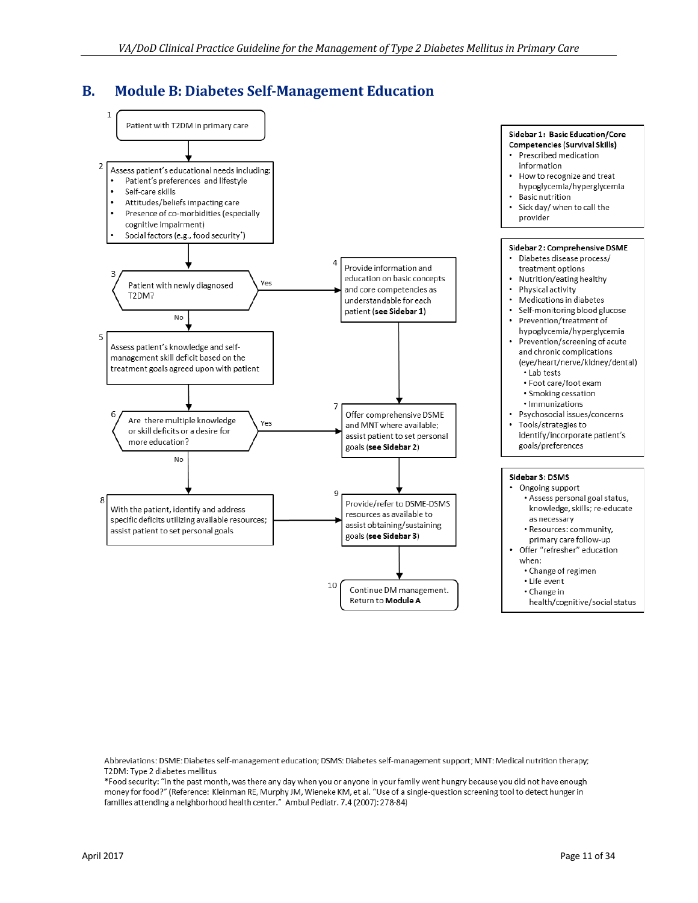## B. Module B: Diabetes Self-Management Education

1. Patient with T2DM in primary care

2. Assess patient's educational needs including:
   - Patient's preferences and lifestyle
   - Self-care skills
   - Attitudes/beliefs impacting care
   - Presence of co-morbidities (especially cognitive impairment)
   - Social factors (e.g., food security*)

3. Patient with newly diagnosed T2DM?
   - Yes → 4
   - No → 5

4. Provide information and education on basic concepts and core competencies as understandable for each patient (**see Sidebar 1**)

5. Assess patient's knowledge and self-management skill deficit based on the treatment goals agreed upon with patient

6. Are there multiple knowledge or skill deficits or a desire for more education?
   - Yes → 7
   - No → 8

7. Offer comprehensive DSME and MNT where available; assist patient to set personal goals (**see Sidebar 2**)

8. With the patient, identify and address specific deficits utilizing available resources; assist patient to set personal goals

9. Provide/refer to DSME-DSMS resources as available to assist obtaining/sustaining goals (**see Sidebar 3**)

10. Continue DM management. Return to **Module A**

**Sidebar 1: Basic Education/Core Competencies (Survival Skills)**
- Prescribed medication information
- How to recognize and treat hypoglycemia/hyperglycemia
- Basic nutrition
- Sick day/ when to call the provider

**Sidebar 2: Comprehensive DSME**
- Diabetes disease process/ treatment options
- Nutrition/eating healthy
- Physical activity
- Medications in diabetes
- Self-monitoring blood glucose
- Prevention/treatment of hypoglycemia/hyperglycemia
- Prevention/screening of acute and chronic complications (eye/heart/nerve/kidney/dental)
  - Lab tests
  - Foot care/foot exam
  - Smoking cessation
  - Immunizations
- Psychosocial issues/concerns
- Tools/strategies to identify/incorporate patient's goals/preferences

**Sidebar 3: DSMS**
- Ongoing support
  - Assess personal goal status, knowledge, skills; re-educate as necessary
  - Resources: community, primary care follow-up
- Offer "refresher" education when:
  - Change of regimen
  - Life event
  - Change in health/cognitive/social status

Abbreviations: DSME: Diabetes self-management education; DSMS: Diabetes self-management support; MNT: Medical nutrition therapy; T2DM: Type 2 diabetes mellitus

*Food security: "In the past month, was there any day when you or anyone in your family went hungry because you did not have enough money for food?" (Reference: Kleinman RE, Murphy JM, Wieneke KM, et al. "Use of a single-question screening tool to detect hunger in families attending a neighborhood health center." Ambul Pediatr. 7.4 (2007): 278-84)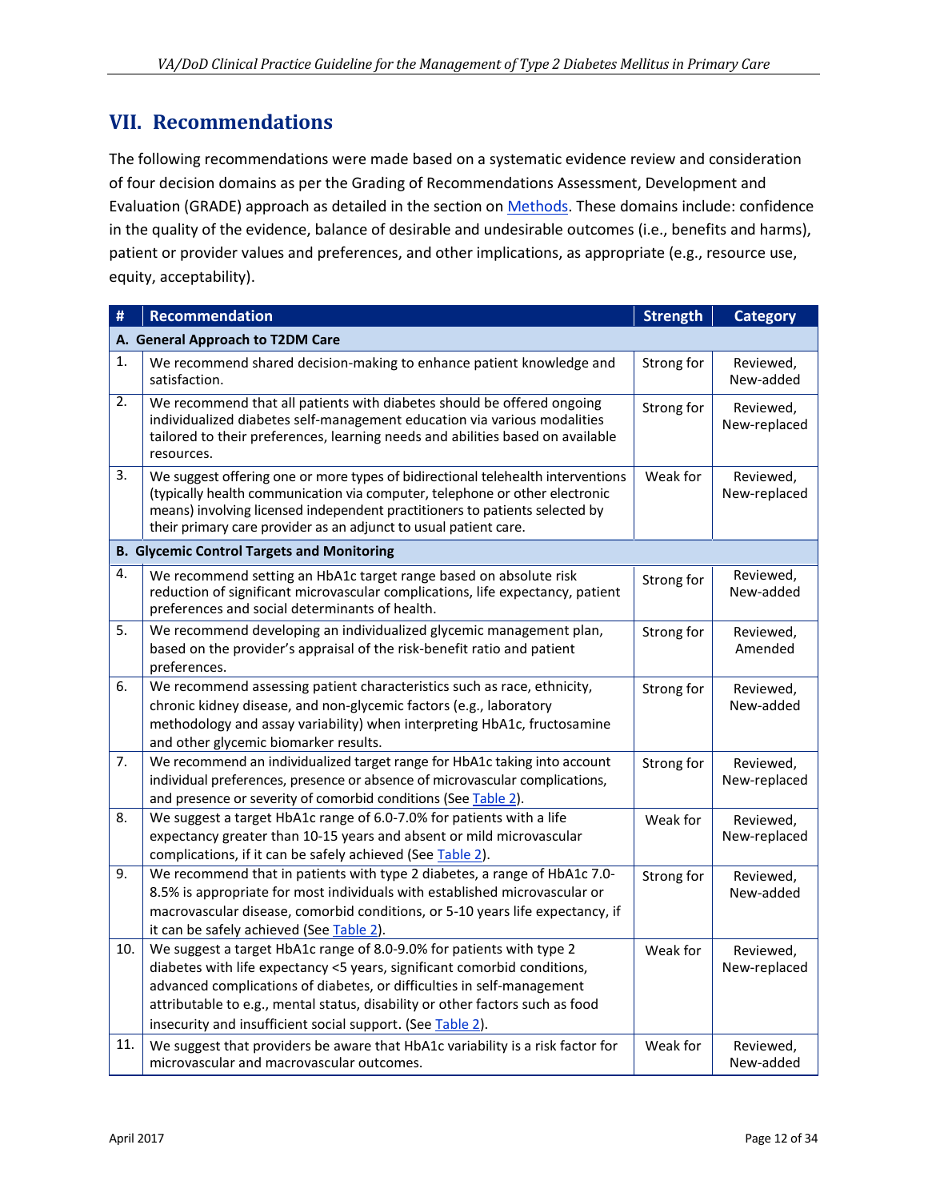## VII. Recommendations

The following recommendations were made based on a systematic evidence review and consideration of four decision domains as per the Grading of Recommendations Assessment, Development and Evaluation (GRADE) approach as detailed in the section on Methods. These domains include: confidence in the quality of the evidence, balance of desirable and undesirable outcomes (i.e., benefits and harms), patient or provider values and preferences, and other implications, as appropriate (e.g., resource use, equity, acceptability).

| # | Recommendation | Strength | Category |
|---|---|---|---|
| **A. General Approach to T2DM Care** | | | |
| 1. | We recommend shared decision-making to enhance patient knowledge and satisfaction. | Strong for | Reviewed, New-added |
| 2. | We recommend that all patients with diabetes should be offered ongoing individualized diabetes self-management education via various modalities tailored to their preferences, learning needs and abilities based on available resources. | Strong for | Reviewed, New-replaced |
| 3. | We suggest offering one or more types of bidirectional telehealth interventions (typically health communication via computer, telephone or other electronic means) involving licensed independent practitioners to patients selected by their primary care provider as an adjunct to usual patient care. | Weak for | Reviewed, New-replaced |
| **B. Glycemic Control Targets and Monitoring** | | | |
| 4. | We recommend setting an HbA1c target range based on absolute risk reduction of significant microvascular complications, life expectancy, patient preferences and social determinants of health. | Strong for | Reviewed, New-added |
| 5. | We recommend developing an individualized glycemic management plan, based on the provider's appraisal of the risk-benefit ratio and patient preferences. | Strong for | Reviewed, Amended |
| 6. | We recommend assessing patient characteristics such as race, ethnicity, chronic kidney disease, and non-glycemic factors (e.g., laboratory methodology and assay variability) when interpreting HbA1c, fructosamine and other glycemic biomarker results. | Strong for | Reviewed, New-added |
| 7. | We recommend an individualized target range for HbA1c taking into account individual preferences, presence or absence of microvascular complications, and presence or severity of comorbid conditions (See Table 2). | Strong for | Reviewed, New-replaced |
| 8. | We suggest a target HbA1c range of 6.0-7.0% for patients with a life expectancy greater than 10-15 years and absent or mild microvascular complications, if it can be safely achieved (See Table 2). | Weak for | Reviewed, New-replaced |
| 9. | We recommend that in patients with type 2 diabetes, a range of HbA1c 7.0-8.5% is appropriate for most individuals with established microvascular or macrovascular disease, comorbid conditions, or 5-10 years life expectancy, if it can be safely achieved (See Table 2). | Strong for | Reviewed, New-added |
| 10. | We suggest a target HbA1c range of 8.0-9.0% for patients with type 2 diabetes with life expectancy <5 years, significant comorbid conditions, advanced complications of diabetes, or difficulties in self-management attributable to e.g., mental status, disability or other factors such as food insecurity and insufficient social support. (See Table 2). | Weak for | Reviewed, New-replaced |
| 11. | We suggest that providers be aware that HbA1c variability is a risk factor for microvascular and macrovascular outcomes. | Weak for | Reviewed, New-added |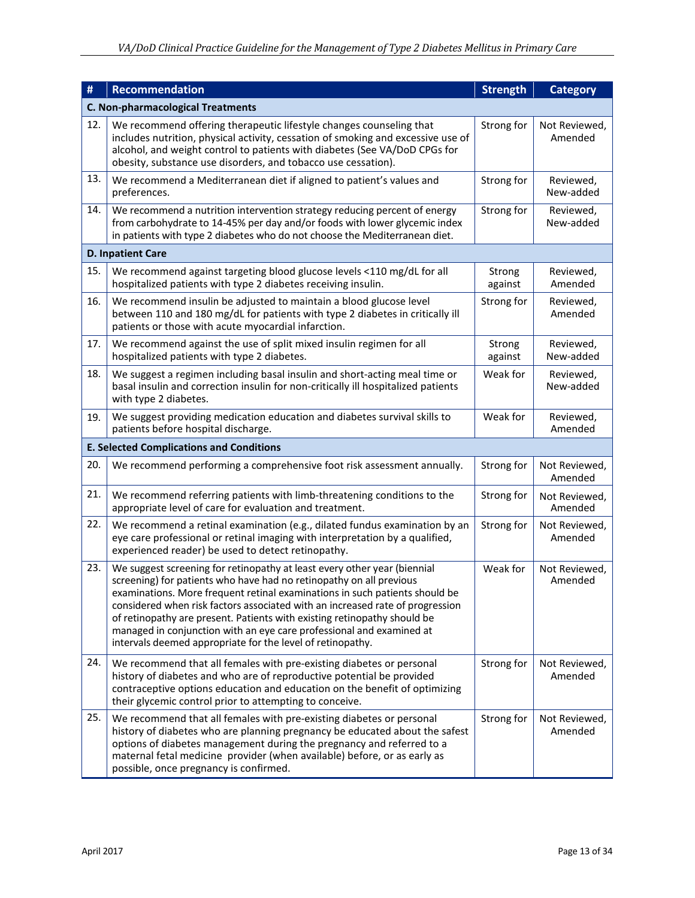| # | Recommendation | Strength | Category |
|---|---|---|---|
| **C. Non-pharmacological Treatments** | | | |
| 12. | We recommend offering therapeutic lifestyle changes counseling that includes nutrition, physical activity, cessation of smoking and excessive use of alcohol, and weight control to patients with diabetes (See VA/DoD CPGs for obesity, substance use disorders, and tobacco use cessation). | Strong for | Not Reviewed, Amended |
| 13. | We recommend a Mediterranean diet if aligned to patient's values and preferences. | Strong for | Reviewed, New-added |
| 14. | We recommend a nutrition intervention strategy reducing percent of energy from carbohydrate to 14-45% per day and/or foods with lower glycemic index in patients with type 2 diabetes who do not choose the Mediterranean diet. | Strong for | Reviewed, New-added |
| **D. Inpatient Care** | | | |
| 15. | We recommend against targeting blood glucose levels <110 mg/dL for all hospitalized patients with type 2 diabetes receiving insulin. | Strong against | Reviewed, Amended |
| 16. | We recommend insulin be adjusted to maintain a blood glucose level between 110 and 180 mg/dL for patients with type 2 diabetes in critically ill patients or those with acute myocardial infarction. | Strong for | Reviewed, Amended |
| 17. | We recommend against the use of split mixed insulin regimen for all hospitalized patients with type 2 diabetes. | Strong against | Reviewed, New-added |
| 18. | We suggest a regimen including basal insulin and short-acting meal time or basal insulin and correction insulin for non-critically ill hospitalized patients with type 2 diabetes. | Weak for | Reviewed, New-added |
| 19. | We suggest providing medication education and diabetes survival skills to patients before hospital discharge. | Weak for | Reviewed, Amended |
| **E. Selected Complications and Conditions** | | | |
| 20. | We recommend performing a comprehensive foot risk assessment annually. | Strong for | Not Reviewed, Amended |
| 21. | We recommend referring patients with limb-threatening conditions to the appropriate level of care for evaluation and treatment. | Strong for | Not Reviewed, Amended |
| 22. | We recommend a retinal examination (e.g., dilated fundus examination by an eye care professional or retinal imaging with interpretation by a qualified, experienced reader) be used to detect retinopathy. | Strong for | Not Reviewed, Amended |
| 23. | We suggest screening for retinopathy at least every other year (biennial screening) for patients who have had no retinopathy on all previous examinations. More frequent retinal examinations in such patients should be considered when risk factors associated with an increased rate of progression of retinopathy are present. Patients with existing retinopathy should be managed in conjunction with an eye care professional and examined at intervals deemed appropriate for the level of retinopathy. | Weak for | Not Reviewed, Amended |
| 24. | We recommend that all females with pre-existing diabetes or personal history of diabetes and who are of reproductive potential be provided contraceptive options education and education on the benefit of optimizing their glycemic control prior to attempting to conceive. | Strong for | Not Reviewed, Amended |
| 25. | We recommend that all females with pre-existing diabetes or personal history of diabetes who are planning pregnancy be educated about the safest options of diabetes management during the pregnancy and referred to a maternal fetal medicine provider (when available) before, or as early as possible, once pregnancy is confirmed. | Strong for | Not Reviewed, Amended |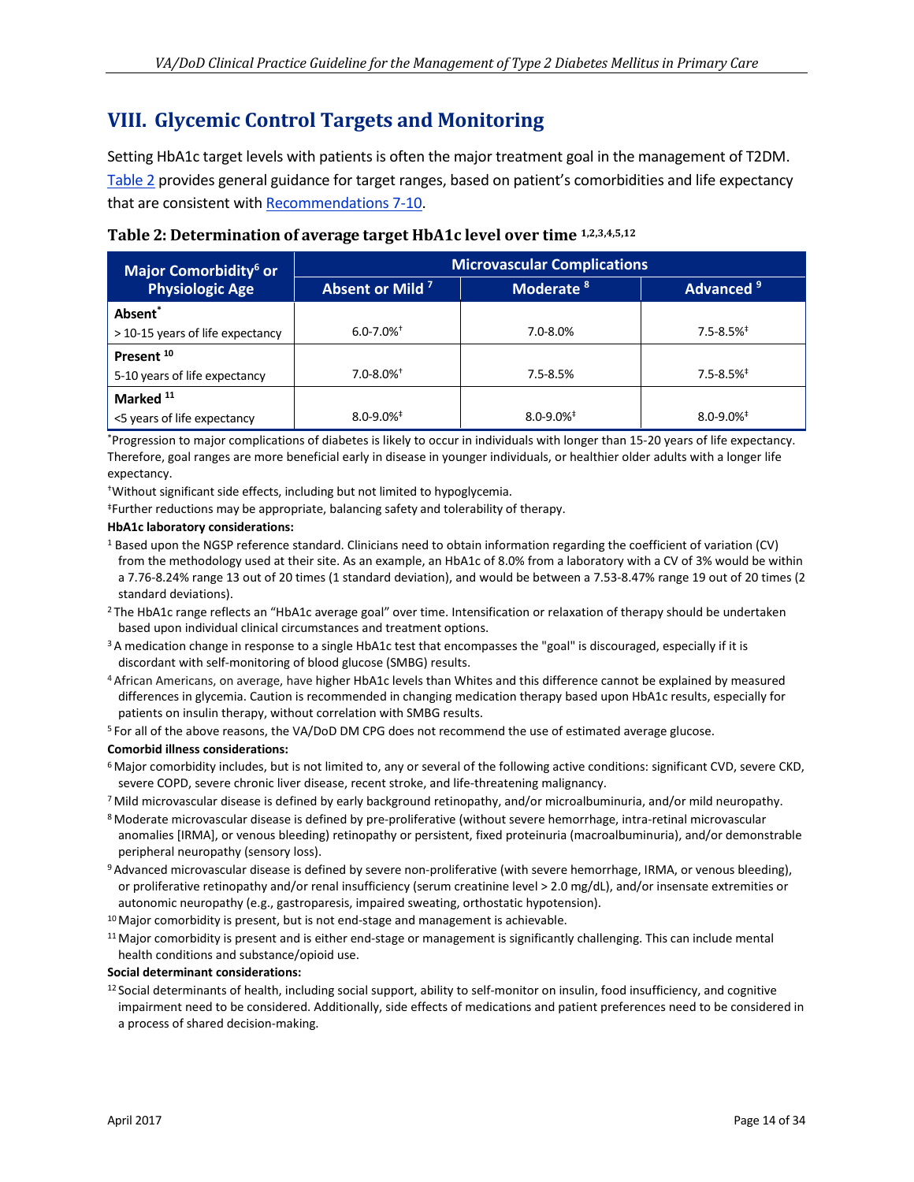# VIII. Glycemic Control Targets and Monitoring

Setting HbA1c target levels with patients is often the major treatment goal in the management of T2DM. Table 2 provides general guidance for target ranges, based on patient's comorbidities and life expectancy that are consistent with Recommendations 7-10.

**Table 2: Determination of average target HbA1c level over time [1,2,3,4,5,12]**

| Major Comorbidity[6] or Physiologic Age | Microvascular Complications | | |
|---|---|---|---|
| | Absent or Mild [7] | Moderate [8] | Advanced [9] |
| **Absent*** > 10-15 years of life expectancy | 6.0-7.0%† | 7.0-8.0% | 7.5-8.5%‡ |
| **Present [10]** 5-10 years of life expectancy | 7.0-8.0%† | 7.5-8.5% | 7.5-8.5%‡ |
| **Marked [11]** <5 years of life expectancy | 8.0-9.0%‡ | 8.0-9.0%‡ | 8.0-9.0%‡ |

*Progression to major complications of diabetes is likely to occur in individuals with longer than 15-20 years of life expectancy. Therefore, goal ranges are more beneficial early in disease in younger individuals, or healthier older adults with a longer life expectancy.

†Without significant side effects, including but not limited to hypoglycemia.

‡Further reductions may be appropriate, balancing safety and tolerability of therapy.

**HbA1c laboratory considerations:**

[1] Based upon the NGSP reference standard. Clinicians need to obtain information regarding the coefficient of variation (CV) from the methodology used at their site. As an example, an HbA1c of 8.0% from a laboratory with a CV of 3% would be within a 7.76-8.24% range 13 out of 20 times (1 standard deviation), and would be between a 7.53-8.47% range 19 out of 20 times (2 standard deviations).

[2] The HbA1c range reflects an "HbA1c average goal" over time. Intensification or relaxation of therapy should be undertaken based upon individual clinical circumstances and treatment options.

[3] A medication change in response to a single HbA1c test that encompasses the "goal" is discouraged, especially if it is discordant with self-monitoring of blood glucose (SMBG) results.

[4] African Americans, on average, have higher HbA1c levels than Whites and this difference cannot be explained by measured differences in glycemia. Caution is recommended in changing medication therapy based upon HbA1c results, especially for patients on insulin therapy, without correlation with SMBG results.

[5] For all of the above reasons, the VA/DoD DM CPG does not recommend the use of estimated average glucose.

**Comorbid illness considerations:**

[6] Major comorbidity includes, but is not limited to, any or several of the following active conditions: significant CVD, severe CKD, severe COPD, severe chronic liver disease, recent stroke, and life-threatening malignancy.

[7] Mild microvascular disease is defined by early background retinopathy, and/or microalbuminuria, and/or mild neuropathy.

[8] Moderate microvascular disease is defined by pre-proliferative (without severe hemorrhage, intra-retinal microvascular anomalies [IRMA], or venous bleeding) retinopathy or persistent, fixed proteinuria (macroalbuminuria), and/or demonstrable peripheral neuropathy (sensory loss).

[9] Advanced microvascular disease is defined by severe non-proliferative (with severe hemorrhage, IRMA, or venous bleeding), or proliferative retinopathy and/or renal insufficiency (serum creatinine level > 2.0 mg/dL), and/or insensate extremities or autonomic neuropathy (e.g., gastroparesis, impaired sweating, orthostatic hypotension).

[10] Major comorbidity is present, but is not end-stage and management is achievable.

[11] Major comorbidity is present and is either end-stage or management is significantly challenging. This can include mental health conditions and substance/opioid use.

**Social determinant considerations:**

[12] Social determinants of health, including social support, ability to self-monitor on insulin, food insufficiency, and cognitive impairment need to be considered. Additionally, side effects of medications and patient preferences need to be considered in a process of shared decision-making.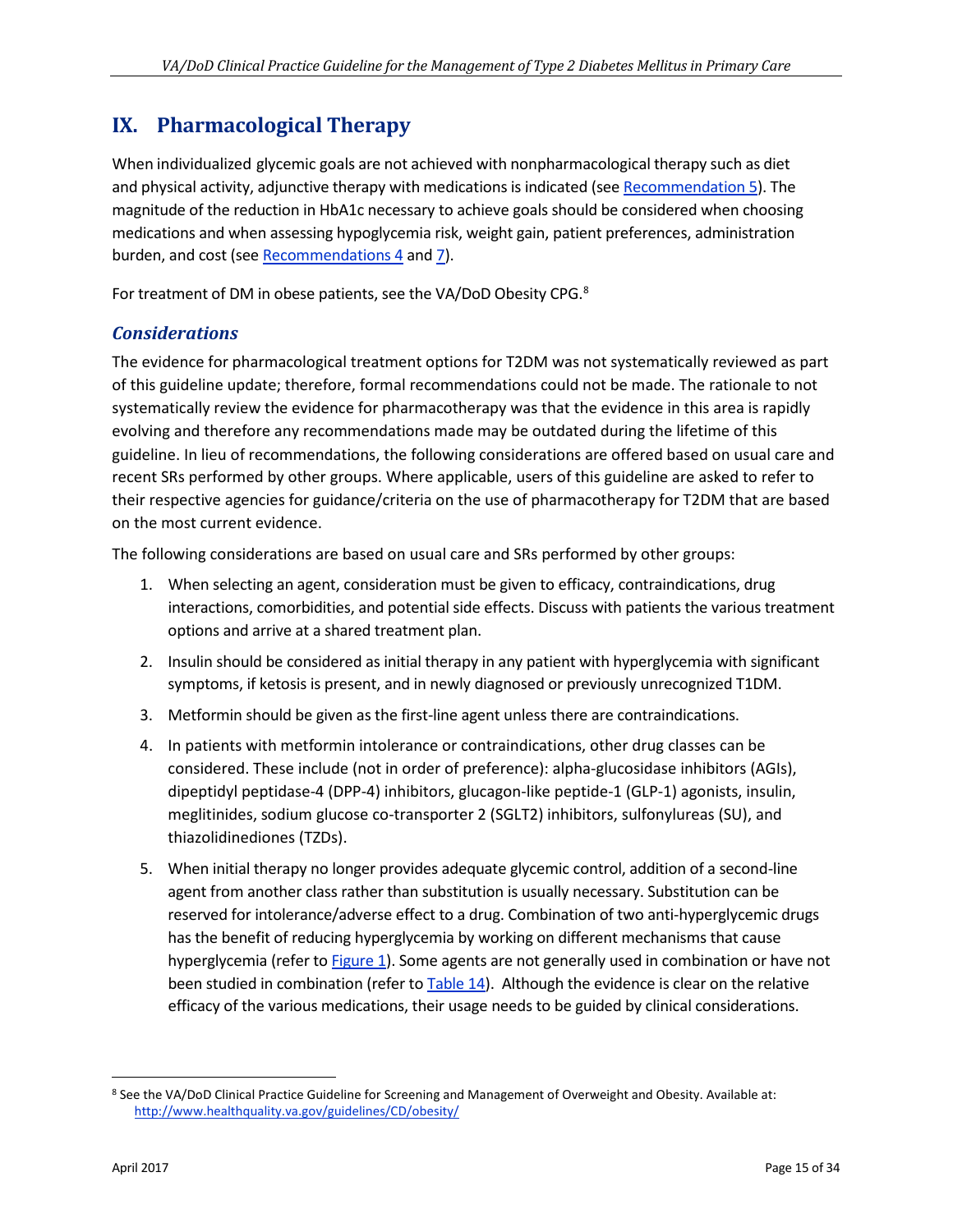# IX. Pharmacological Therapy

When individualized glycemic goals are not achieved with nonpharmacological therapy such as diet and physical activity, adjunctive therapy with medications is indicated (see Recommendation 5). The magnitude of the reduction in HbA1c necessary to achieve goals should be considered when choosing medications and when assessing hypoglycemia risk, weight gain, patient preferences, administration burden, and cost (see Recommendations 4 and 7).

For treatment of DM in obese patients, see the VA/DoD Obesity CPG.[8]

## *Considerations*

The evidence for pharmacological treatment options for T2DM was not systematically reviewed as part of this guideline update; therefore, formal recommendations could not be made. The rationale to not systematically review the evidence for pharmacotherapy was that the evidence in this area is rapidly evolving and therefore any recommendations made may be outdated during the lifetime of this guideline. In lieu of recommendations, the following considerations are offered based on usual care and recent SRs performed by other groups. Where applicable, users of this guideline are asked to refer to their respective agencies for guidance/criteria on the use of pharmacotherapy for T2DM that are based on the most current evidence.

The following considerations are based on usual care and SRs performed by other groups:

1. When selecting an agent, consideration must be given to efficacy, contraindications, drug interactions, comorbidities, and potential side effects. Discuss with patients the various treatment options and arrive at a shared treatment plan.
2. Insulin should be considered as initial therapy in any patient with hyperglycemia with significant symptoms, if ketosis is present, and in newly diagnosed or previously unrecognized T1DM.
3. Metformin should be given as the first-line agent unless there are contraindications.
4. In patients with metformin intolerance or contraindications, other drug classes can be considered. These include (not in order of preference): alpha-glucosidase inhibitors (AGIs), dipeptidyl peptidase-4 (DPP-4) inhibitors, glucagon-like peptide-1 (GLP-1) agonists, insulin, meglitinides, sodium glucose co-transporter 2 (SGLT2) inhibitors, sulfonylureas (SU), and thiazolidinediones (TZDs).
5. When initial therapy no longer provides adequate glycemic control, addition of a second-line agent from another class rather than substitution is usually necessary. Substitution can be reserved for intolerance/adverse effect to a drug. Combination of two anti-hyperglycemic drugs has the benefit of reducing hyperglycemia by working on different mechanisms that cause hyperglycemia (refer to Figure 1). Some agents are not generally used in combination or have not been studied in combination (refer to Table 14). Although the evidence is clear on the relative efficacy of the various medications, their usage needs to be guided by clinical considerations.

[8] See the VA/DoD Clinical Practice Guideline for Screening and Management of Overweight and Obesity. Available at: http://www.healthquality.va.gov/guidelines/CD/obesity/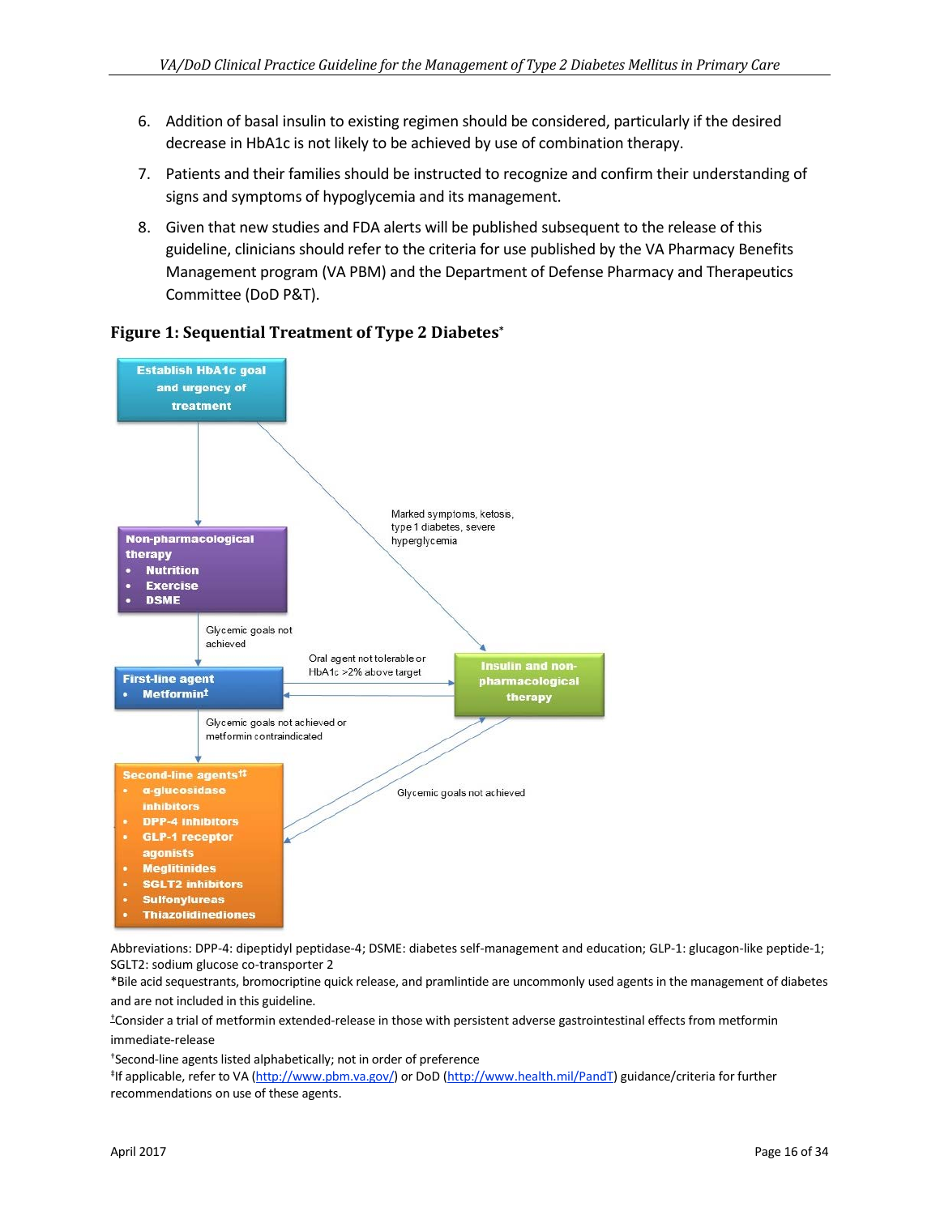6. Addition of basal insulin to existing regimen should be considered, particularly if the desired decrease in HbA1c is not likely to be achieved by use of combination therapy.
7. Patients and their families should be instructed to recognize and confirm their understanding of signs and symptoms of hypoglycemia and its management.
8. Given that new studies and FDA alerts will be published subsequent to the release of this guideline, clinicians should refer to the criteria for use published by the VA Pharmacy Benefits Management program (VA PBM) and the Department of Defense Pharmacy and Therapeutics Committee (DoD P&T).

### Figure 1: Sequential Treatment of Type 2 Diabetes*

**Establish HbA1c goal and urgency of treatment**

→ **Non-pharmacological therapy**
- Nutrition
- Exercise
- DSME

Glycemic goals not achieved →

**First-line agent**
- Metformin±

Glycemic goals not achieved or metformin contraindicated →

**Second-line agents†‡**
- α-glucosidase inhibitors
- DPP-4 inhibitors
- GLP-1 receptor agonists
- Meglitinides
- SGLT2 inhibitors
- Sulfonylureas
- Thiazolidinediones

**Insulin and non-pharmacological therapy**

- Establish HbA1c goal → Insulin and non-pharmacological therapy: Marked symptoms, ketosis, type 1 diabetes, severe hyperglycemia
- First-line agent ↔ Insulin and non-pharmacological therapy: Oral agent not tolerable or HbA1c >2% above target
- Second-line agents ↔ Insulin and non-pharmacological therapy: Glycemic goals not achieved

Abbreviations: DPP-4: dipeptidyl peptidase-4; DSME: diabetes self-management and education; GLP-1: glucagon-like peptide-1; SGLT2: sodium glucose co-transporter 2

*Bile acid sequestrants, bromocriptine quick release, and pramlintide are uncommonly used agents in the management of diabetes and are not included in this guideline.

±Consider a trial of metformin extended-release in those with persistent adverse gastrointestinal effects from metformin immediate-release

†Second-line agents listed alphabetically; not in order of preference

‡If applicable, refer to VA (http://www.pbm.va.gov/) or DoD (http://www.health.mil/PandT) guidance/criteria for further recommendations on use of these agents.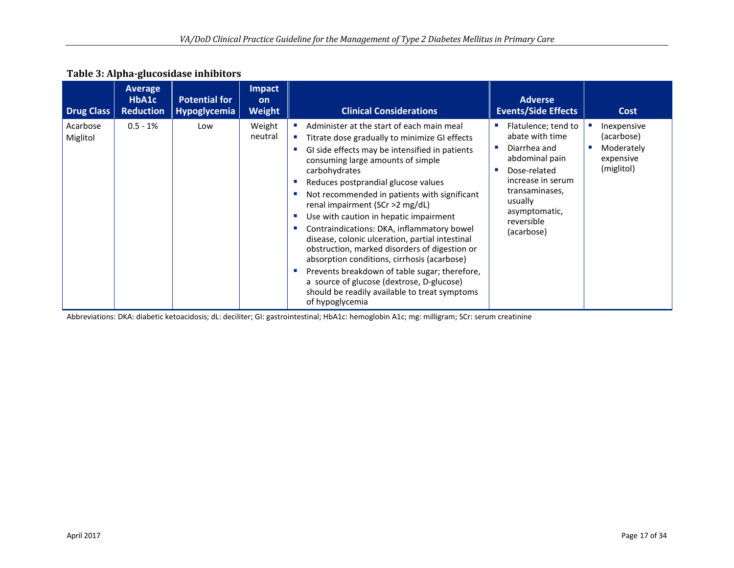**Table 3: Alpha-glucosidase inhibitors**

| Drug Class | Average HbA1c Reduction | Potential for Hypoglycemia | Impact on Weight | Clinical Considerations | Adverse Events/Side Effects | Cost |
|---|---|---|---|---|---|---|
| Acarbose<br>Miglitol | 0.5 - 1% | Low | Weight neutral | ▪ Administer at the start of each main meal<br>▪ Titrate dose gradually to minimize GI effects<br>▪ GI side effects may be intensified in patients consuming large amounts of simple carbohydrates<br>▪ Reduces postprandial glucose values<br>▪ Not recommended in patients with significant renal impairment (SCr >2 mg/dL)<br>▪ Use with caution in hepatic impairment<br>▪ Contraindications: DKA, inflammatory bowel disease, colonic ulceration, partial intestinal obstruction, marked disorders of digestion or absorption conditions, cirrhosis (acarbose)<br>▪ Prevents breakdown of table sugar; therefore, a source of glucose (dextrose, D-glucose) should be readily available to treat symptoms of hypoglycemia | ▪ Flatulence; tend to abate with time<br>▪ Diarrhea and abdominal pain<br>▪ Dose-related increase in serum transaminases, usually asymptomatic, reversible (acarbose) | ▪ Inexpensive (acarbose)<br>▪ Moderately expensive (miglitol) |

Abbreviations: DKA: diabetic ketoacidosis; dL: deciliter; GI: gastrointestinal; HbA1c: hemoglobin A1c; mg: milligram; SCr: serum creatinine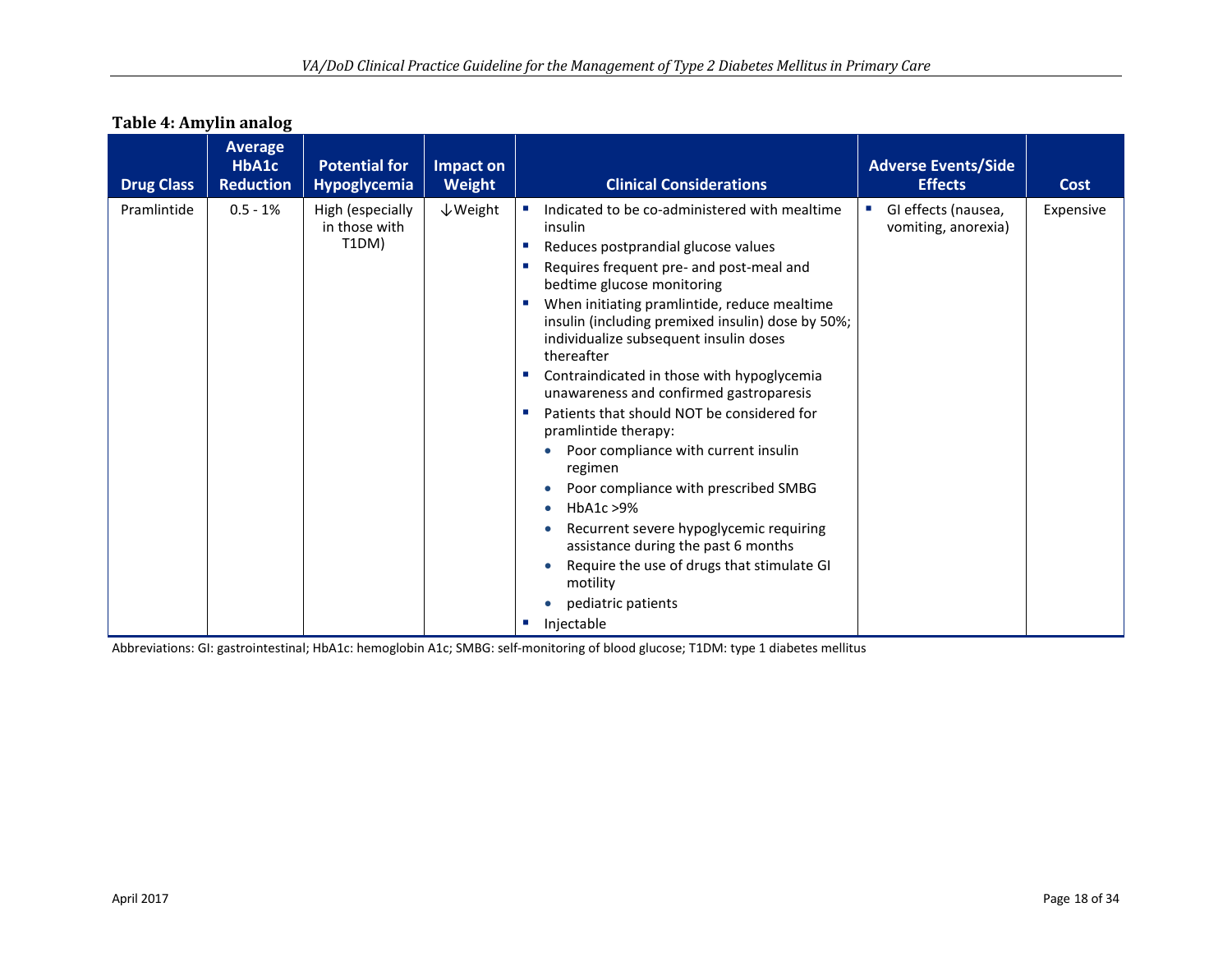**Table 4: Amylin analog**

| Drug Class | Average HbA1c Reduction | Potential for Hypoglycemia | Impact on Weight | Clinical Considerations | Adverse Events/Side Effects | Cost |
|---|---|---|---|---|---|---|
| Pramlintide | 0.5 - 1% | High (especially in those with T1DM) | ↓Weight | ▪ Indicated to be co-administered with mealtime insulin<br>▪ Reduces postprandial glucose values<br>▪ Requires frequent pre- and post-meal and bedtime glucose monitoring<br>▪ When initiating pramlintide, reduce mealtime insulin (including premixed insulin) dose by 50%; individualize subsequent insulin doses thereafter<br>▪ Contraindicated in those with hypoglycemia unawareness and confirmed gastroparesis<br>▪ Patients that should NOT be considered for pramlintide therapy:<br>• Poor compliance with current insulin regimen<br>• Poor compliance with prescribed SMBG<br>• HbA1c >9%<br>• Recurrent severe hypoglycemic requiring assistance during the past 6 months<br>• Require the use of drugs that stimulate GI motility<br>• pediatric patients<br>▪ Injectable | ▪ GI effects (nausea, vomiting, anorexia) | Expensive |

Abbreviations: GI: gastrointestinal; HbA1c: hemoglobin A1c; SMBG: self-monitoring of blood glucose; T1DM: type 1 diabetes mellitus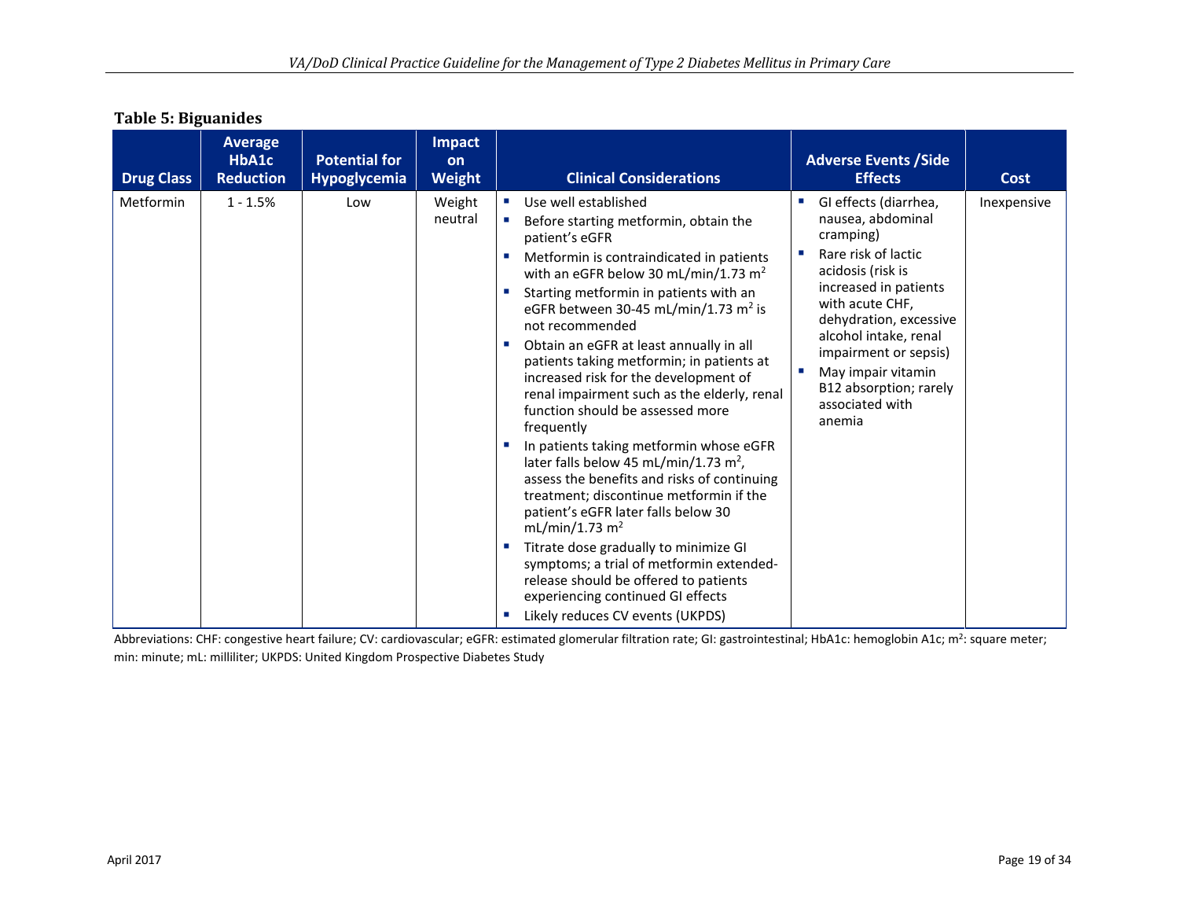**Table 5: Biguanides**

| Drug Class | Average HbA1c Reduction | Potential for Hypoglycemia | Impact on Weight | Clinical Considerations | Adverse Events /Side Effects | Cost |
|---|---|---|---|---|---|---|
| Metformin | 1 - 1.5% | Low | Weight neutral | ▪ Use well established<br>▪ Before starting metformin, obtain the patient's eGFR<br>▪ Metformin is contraindicated in patients with an eGFR below 30 mL/min/1.73 $m^2$<br>▪ Starting metformin in patients with an eGFR between 30-45 mL/min/1.73 $m^2$ is not recommended<br>▪ Obtain an eGFR at least annually in all patients taking metformin; in patients at increased risk for the development of renal impairment such as the elderly, renal function should be assessed more frequently<br>▪ In patients taking metformin whose eGFR later falls below 45 mL/min/1.73 $m^2$, assess the benefits and risks of continuing treatment; discontinue metformin if the patient's eGFR later falls below 30 mL/min/1.73 $m^2$<br>▪ Titrate dose gradually to minimize GI symptoms; a trial of metformin extended-release should be offered to patients experiencing continued GI effects<br>▪ Likely reduces CV events (UKPDS) | ▪ GI effects (diarrhea, nausea, abdominal cramping)<br>▪ Rare risk of lactic acidosis (risk is increased in patients with acute CHF, dehydration, excessive alcohol intake, renal impairment or sepsis)<br>▪ May impair vitamin B12 absorption; rarely associated with anemia | Inexpensive |

Abbreviations: CHF: congestive heart failure; CV: cardiovascular; eGFR: estimated glomerular filtration rate; GI: gastrointestinal; HbA1c: hemoglobin A1c; $m^2$: square meter; min: minute; mL: milliliter; UKPDS: United Kingdom Prospective Diabetes Study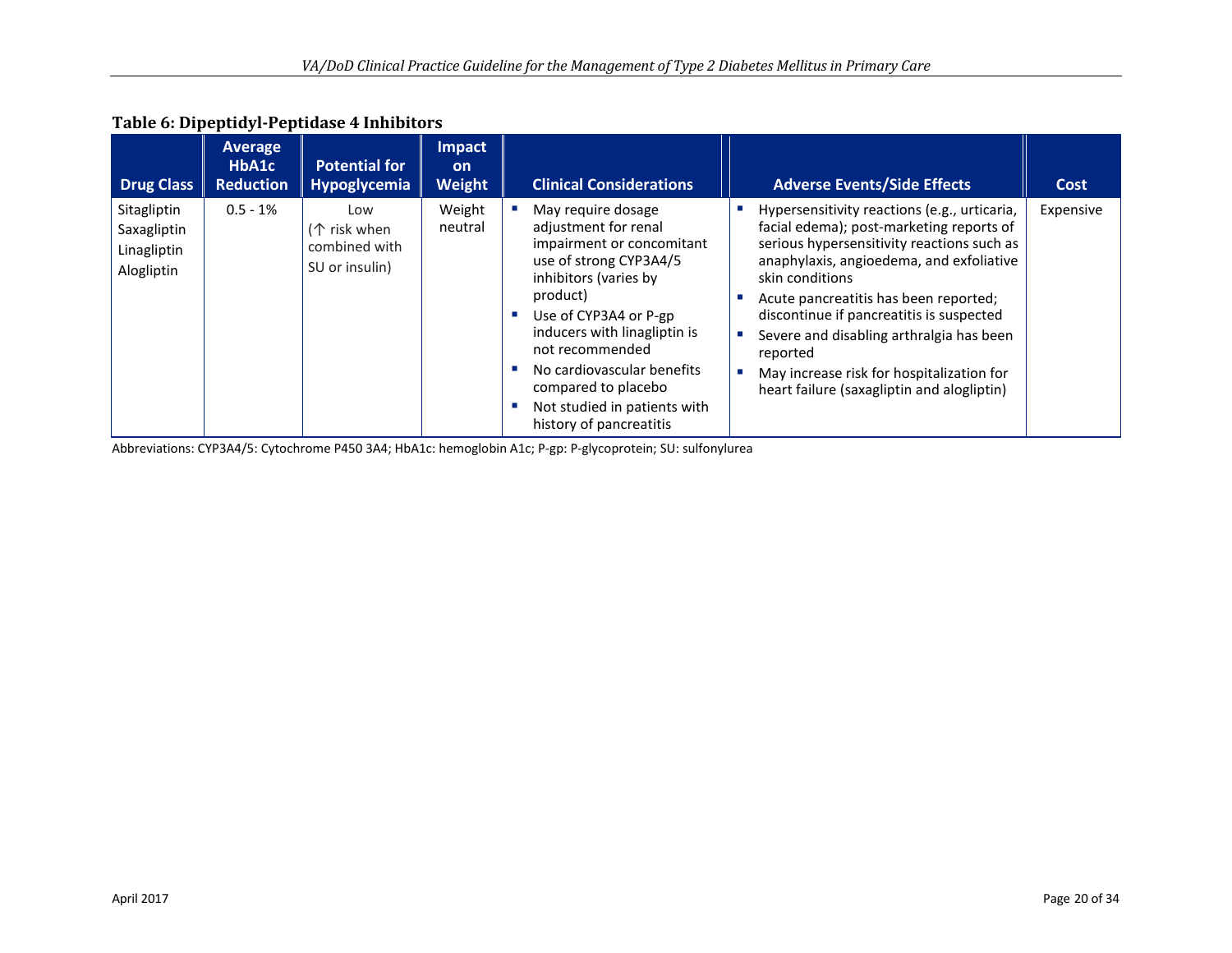**Table 6: Dipeptidyl-Peptidase 4 Inhibitors**

| Drug Class | Average HbA1c Reduction | Potential for Hypoglycemia | Impact on Weight | Clinical Considerations | Adverse Events/Side Effects | Cost |
|---|---|---|---|---|---|---|
| Sitagliptin<br>Saxagliptin<br>Linagliptin<br>Alogliptin | 0.5 - 1% | Low<br>(↑ risk when combined with SU or insulin) | Weight neutral | ▪ May require dosage adjustment for renal impairment or concomitant use of strong CYP3A4/5 inhibitors (varies by product)<br>▪ Use of CYP3A4 or P-gp inducers with linagliptin is not recommended<br>▪ No cardiovascular benefits compared to placebo<br>▪ Not studied in patients with history of pancreatitis | ▪ Hypersensitivity reactions (e.g., urticaria, facial edema); post-marketing reports of serious hypersensitivity reactions such as anaphylaxis, angioedema, and exfoliative skin conditions<br>▪ Acute pancreatitis has been reported; discontinue if pancreatitis is suspected<br>▪ Severe and disabling arthralgia has been reported<br>▪ May increase risk for hospitalization for heart failure (saxagliptin and alogliptin) | Expensive |

Abbreviations: CYP3A4/5: Cytochrome P450 3A4; HbA1c: hemoglobin A1c; P-gp: P-glycoprotein; SU: sulfonylurea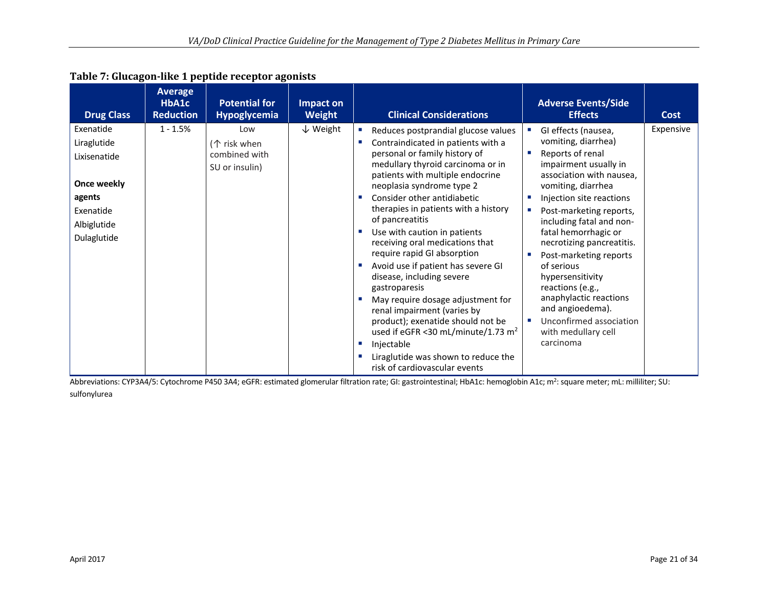**Table 7: Glucagon-like 1 peptide receptor agonists**

| Drug Class | Average HbA1c Reduction | Potential for Hypoglycemia | Impact on Weight | Clinical Considerations | Adverse Events/Side Effects | Cost |
|---|---|---|---|---|---|---|
| Exenatide<br>Liraglutide<br>Lixisenatide<br><br>**Once weekly agents**<br>Exenatide<br>Albiglutide<br>Dulaglutide | 1 - 1.5% | Low<br>(↑ risk when combined with SU or insulin) | ↓ Weight | ▪ Reduces postprandial glucose values<br>▪ Contraindicated in patients with a personal or family history of medullary thyroid carcinoma or in patients with multiple endocrine neoplasia syndrome type 2<br>▪ Consider other antidiabetic therapies in patients with a history of pancreatitis<br>▪ Use with caution in patients receiving oral medications that require rapid GI absorption<br>▪ Avoid use if patient has severe GI disease, including severe gastroparesis<br>▪ May require dosage adjustment for renal impairment (varies by product); exenatide should not be used if eGFR <30 mL/minute/1.73 $m^2$<br>▪ Injectable<br>▪ Liraglutide was shown to reduce the risk of cardiovascular events | ▪ GI effects (nausea, vomiting, diarrhea)<br>▪ Reports of renal impairment usually in association with nausea, vomiting, diarrhea<br>▪ Injection site reactions<br>▪ Post-marketing reports, including fatal and non-fatal hemorrhagic or necrotizing pancreatitis.<br>▪ Post-marketing reports of serious hypersensitivity reactions (e.g., anaphylactic reactions and angioedema).<br>▪ Unconfirmed association with medullary cell carcinoma | Expensive |

Abbreviations: CYP3A4/5: Cytochrome P450 3A4; eGFR: estimated glomerular filtration rate; GI: gastrointestinal; HbA1c: hemoglobin A1c; $m^2$: square meter; mL: milliliter; SU: sulfonylurea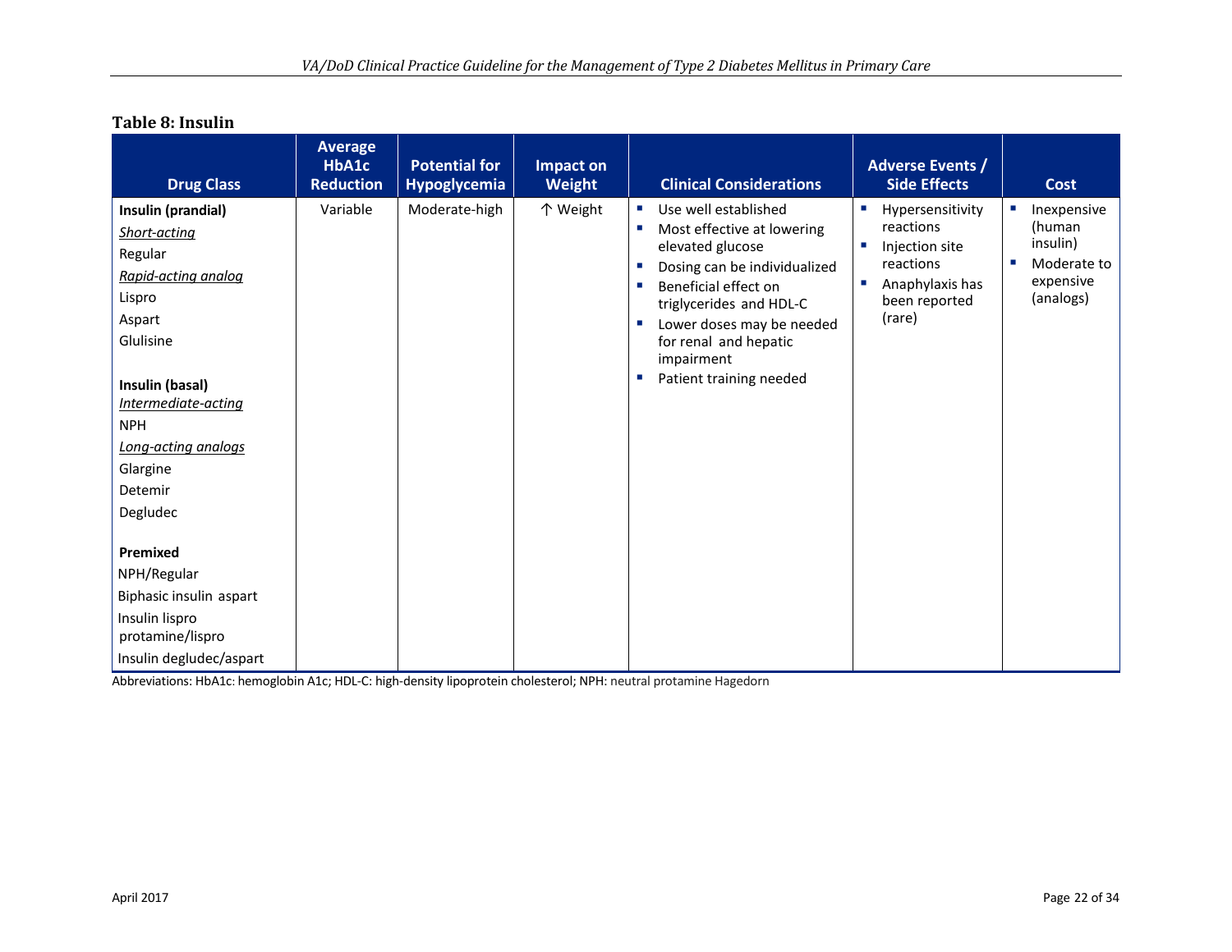### Table 8: Insulin

| Drug Class | Average HbA1c Reduction | Potential for Hypoglycemia | Impact on Weight | Clinical Considerations | Adverse Events / Side Effects | Cost |
|---|---|---|---|---|---|---|
| **Insulin (prandial)**<br>*Short-acting*<br>Regular<br>*Rapid-acting analog*<br>Lispro<br>Aspart<br>Glulisine<br><br>**Insulin (basal)**<br>*Intermediate-acting*<br>NPH<br>*Long-acting analogs*<br>Glargine<br>Detemir<br>Degludec<br><br>**Premixed**<br>NPH/Regular<br>Biphasic insulin aspart<br>Insulin lispro protamine/lispro<br>Insulin degludec/aspart | Variable | Moderate-high | ↑ Weight | ▪ Use well established<br>▪ Most effective at lowering elevated glucose<br>▪ Dosing can be individualized<br>▪ Beneficial effect on triglycerides and HDL-C<br>▪ Lower doses may be needed for renal and hepatic impairment<br>▪ Patient training needed | ▪ Hypersensitivity reactions<br>▪ Injection site reactions<br>▪ Anaphylaxis has been reported (rare) | ▪ Inexpensive (human insulin)<br>▪ Moderate to expensive (analogs) |

Abbreviations: HbA1c: hemoglobin A1c; HDL-C: high-density lipoprotein cholesterol; NPH: neutral protamine Hagedorn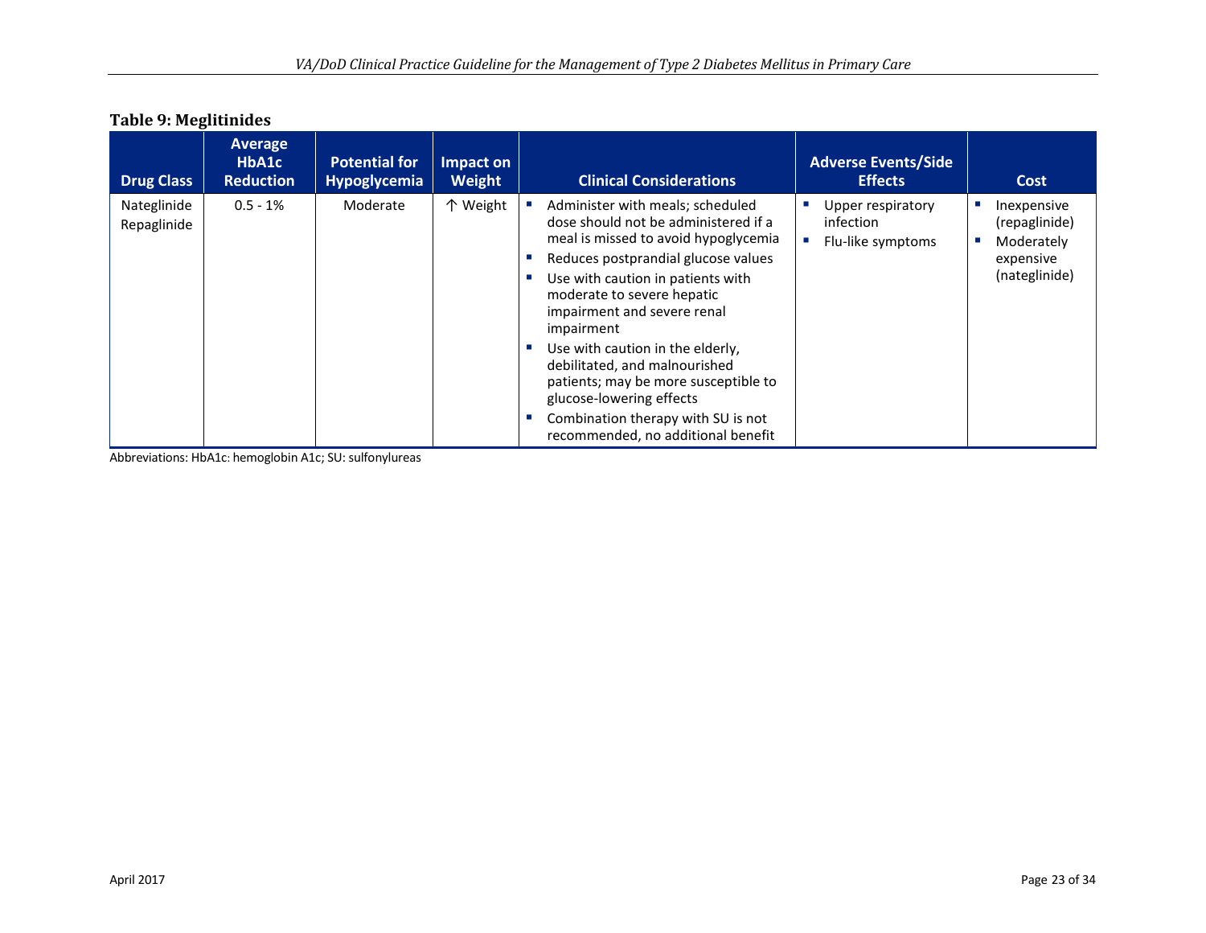**Table 9: Meglitinides**

| Drug Class | Average HbA1c Reduction | Potential for Hypoglycemia | Impact on Weight | Clinical Considerations | Adverse Events/Side Effects | Cost |
|---|---|---|---|---|---|---|
| Nateglinide<br>Repaglinide | 0.5 - 1% | Moderate | ↑ Weight | ▪ Administer with meals; scheduled dose should not be administered if a meal is missed to avoid hypoglycemia<br>▪ Reduces postprandial glucose values<br>▪ Use with caution in patients with moderate to severe hepatic impairment and severe renal impairment<br>▪ Use with caution in the elderly, debilitated, and malnourished patients; may be more susceptible to glucose-lowering effects<br>▪ Combination therapy with SU is not recommended, no additional benefit | ▪ Upper respiratory infection<br>▪ Flu-like symptoms | ▪ Inexpensive (repaglinide)<br>▪ Moderately expensive (nateglinide) |

Abbreviations: HbA1c: hemoglobin A1c; SU: sulfonylureas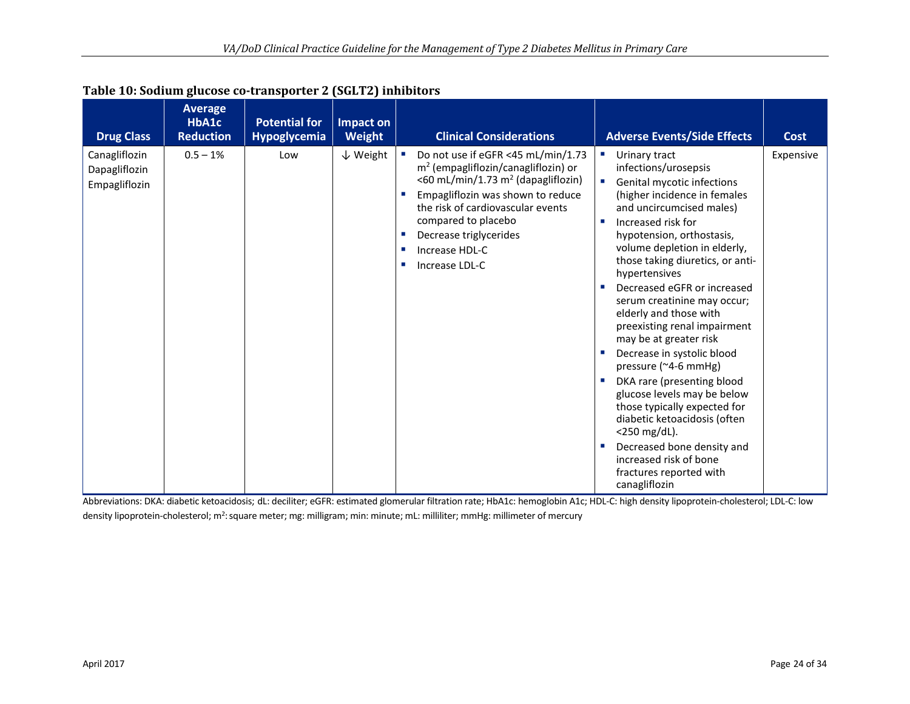**Table 10: Sodium glucose co-transporter 2 (SGLT2) inhibitors**

| Drug Class | Average HbA1c Reduction | Potential for Hypoglycemia | Impact on Weight | Clinical Considerations | Adverse Events/Side Effects | Cost |
|---|---|---|---|---|---|---|
| Canagliflozin<br>Dapagliflozin<br>Empagliflozin | 0.5 – 1% | Low | ↓ Weight | ▪ Do not use if eGFR <45 mL/min/1.73 $m^2$ (empagliflozin/canagliflozin) or <60 mL/min/1.73 $m^2$ (dapagliflozin)<br>▪ Empagliflozin was shown to reduce the risk of cardiovascular events compared to placebo<br>▪ Decrease triglycerides<br>▪ Increase HDL-C<br>▪ Increase LDL-C | ▪ Urinary tract infections/urosepsis<br>▪ Genital mycotic infections (higher incidence in females and uncircumcised males)<br>▪ Increased risk for hypotension, orthostasis, volume depletion in elderly, those taking diuretics, or anti-hypertensives<br>▪ Decreased eGFR or increased serum creatinine may occur; elderly and those with preexisting renal impairment may be at greater risk<br>▪ Decrease in systolic blood pressure (~4-6 mmHg)<br>▪ DKA rare (presenting blood glucose levels may be below those typically expected for diabetic ketoacidosis (often <250 mg/dL).<br>▪ Decreased bone density and increased risk of bone fractures reported with canagliflozin | Expensive |

Abbreviations: DKA: diabetic ketoacidosis; dL: deciliter; eGFR: estimated glomerular filtration rate; HbA1c: hemoglobin A1c; HDL-C: high density lipoprotein-cholesterol; LDL-C: low density lipoprotein-cholesterol; $m^2$: square meter; mg: milligram; min: minute; mL: milliliter; mmHg: millimeter of mercury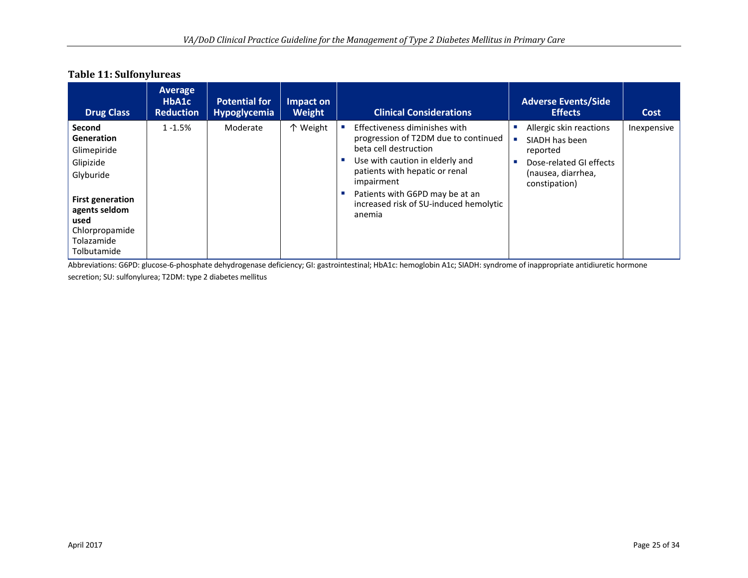### Table 11: Sulfonylureas

| Drug Class | Average HbA1c Reduction | Potential for Hypoglycemia | Impact on Weight | Clinical Considerations | Adverse Events/Side Effects | Cost |
|---|---|---|---|---|---|---|
| **Second Generation**<br>Glimepiride<br>Glipizide<br>Glyburide<br><br>**First generation agents seldom used**<br>Chlorpropamide<br>Tolazamide<br>Tolbutamide | 1 -1.5% | Moderate | ↑ Weight | ▪ Effectiveness diminishes with progression of T2DM due to continued beta cell destruction<br>▪ Use with caution in elderly and patients with hepatic or renal impairment<br>▪ Patients with G6PD may be at an increased risk of SU-induced hemolytic anemia | ▪ Allergic skin reactions<br>▪ SIADH has been reported<br>▪ Dose-related GI effects (nausea, diarrhea, constipation) | Inexpensive |

Abbreviations: G6PD: glucose-6-phosphate dehydrogenase deficiency; GI: gastrointestinal; HbA1c: hemoglobin A1c; SIADH: syndrome of inappropriate antidiuretic hormone secretion; SU: sulfonylurea; T2DM: type 2 diabetes mellitus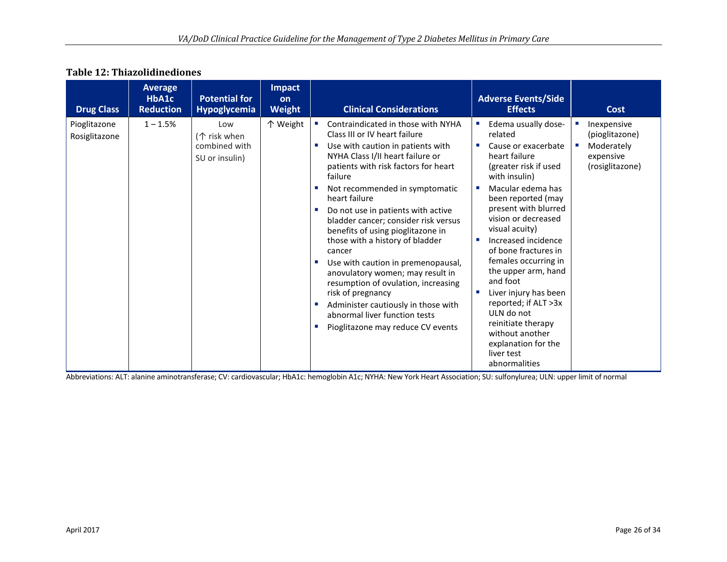**Table 12: Thiazolidinediones**

| Drug Class | Average HbA1c Reduction | Potential for Hypoglycemia | Impact on Weight | Clinical Considerations | Adverse Events/Side Effects | Cost |
|---|---|---|---|---|---|---|
| Pioglitazone<br>Rosiglitazone | 1 – 1.5% | Low<br>(↑ risk when combined with SU or insulin) | ↑ Weight | ▪ Contraindicated in those with NYHA Class III or IV heart failure<br>▪ Use with caution in patients with NYHA Class I/II heart failure or patients with risk factors for heart failure<br>▪ Not recommended in symptomatic heart failure<br>▪ Do not use in patients with active bladder cancer; consider risk versus benefits of using pioglitazone in those with a history of bladder cancer<br>▪ Use with caution in premenopausal, anovulatory women; may result in resumption of ovulation, increasing risk of pregnancy<br>▪ Administer cautiously in those with abnormal liver function tests<br>▪ Pioglitazone may reduce CV events | ▪ Edema usually dose-related<br>▪ Cause or exacerbate heart failure (greater risk if used with insulin)<br>▪ Macular edema has been reported (may present with blurred vision or decreased visual acuity)<br>▪ Increased incidence of bone fractures in females occurring in the upper arm, hand and foot<br>▪ Liver injury has been reported; if ALT >3x ULN do not reinitiate therapy without another explanation for the liver test abnormalities | ▪ Inexpensive (pioglitazone)<br>▪ Moderately expensive (rosiglitazone) |

Abbreviations: ALT: alanine aminotransferase; CV: cardiovascular; HbA1c: hemoglobin A1c; NYHA: New York Heart Association; SU: sulfonylurea; ULN: upper limit of normal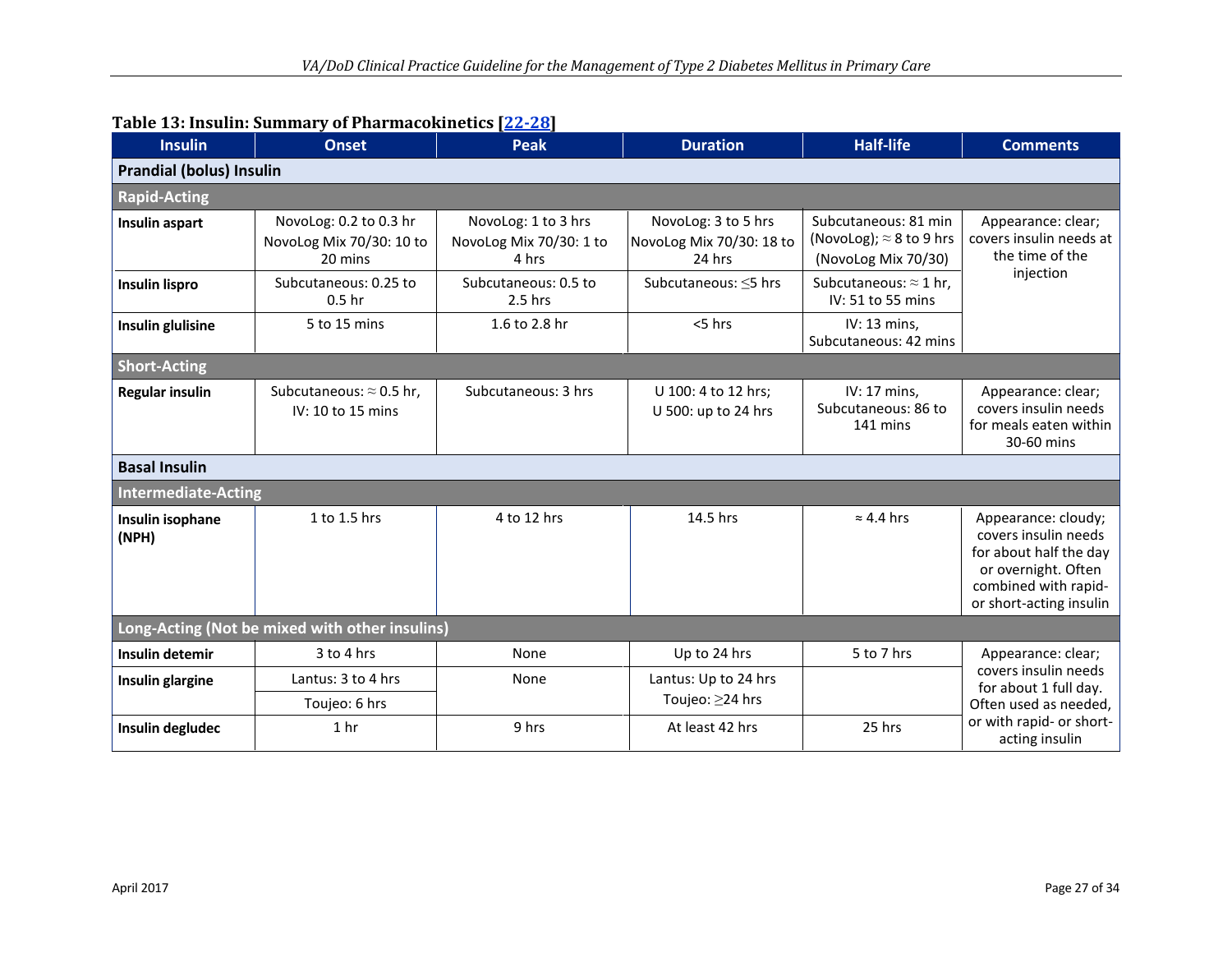**Table 13: Insulin: Summary of Pharmacokinetics [22-28]**

| Insulin | Onset | Peak | Duration | Half-life | Comments |
|---|---|---|---|---|---|
| **Prandial (bolus) Insulin** | | | | | |
| **Rapid-Acting** | | | | | |
| **Insulin aspart** | NovoLog: 0.2 to 0.3 hr<br>NovoLog Mix 70/30: 10 to 20 mins | NovoLog: 1 to 3 hrs<br>NovoLog Mix 70/30: 1 to 4 hrs | NovoLog: 3 to 5 hrs<br>NovoLog Mix 70/30: 18 to 24 hrs | Subcutaneous: 81 min (NovoLog); ≈ 8 to 9 hrs (NovoLog Mix 70/30) | Appearance: clear; covers insulin needs at the time of the injection |
| **Insulin lispro** | Subcutaneous: 0.25 to 0.5 hr | Subcutaneous: 0.5 to 2.5 hrs | Subcutaneous: ≤5 hrs | Subcutaneous: ≈ 1 hr, IV: 51 to 55 mins | |
| **Insulin glulisine** | 5 to 15 mins | 1.6 to 2.8 hr | <5 hrs | IV: 13 mins, Subcutaneous: 42 mins | |
| **Short-Acting** | | | | | |
| **Regular insulin** | Subcutaneous: ≈ 0.5 hr,<br>IV: 10 to 15 mins | Subcutaneous: 3 hrs | U 100: 4 to 12 hrs;<br>U 500: up to 24 hrs | IV: 17 mins, Subcutaneous: 86 to 141 mins | Appearance: clear; covers insulin needs for meals eaten within 30-60 mins |
| **Basal Insulin** | | | | | |
| **Intermediate-Acting** | | | | | |
| **Insulin isophane (NPH)** | 1 to 1.5 hrs | 4 to 12 hrs | 14.5 hrs | ≈ 4.4 hrs | Appearance: cloudy; covers insulin needs for about half the day or overnight. Often combined with rapid- or short-acting insulin |
| **Long-Acting (Not be mixed with other insulins)** | | | | | |
| **Insulin detemir** | 3 to 4 hrs | None | Up to 24 hrs | 5 to 7 hrs | Appearance: clear; covers insulin needs for about 1 full day. Often used as needed, or with rapid- or short-acting insulin |
| **Insulin glargine** | Lantus: 3 to 4 hrs<br>Toujeo: 6 hrs | None | Lantus: Up to 24 hrs<br>Toujeo: ≥24 hrs | | |
| **Insulin degludec** | 1 hr | 9 hrs | At least 42 hrs | 25 hrs | |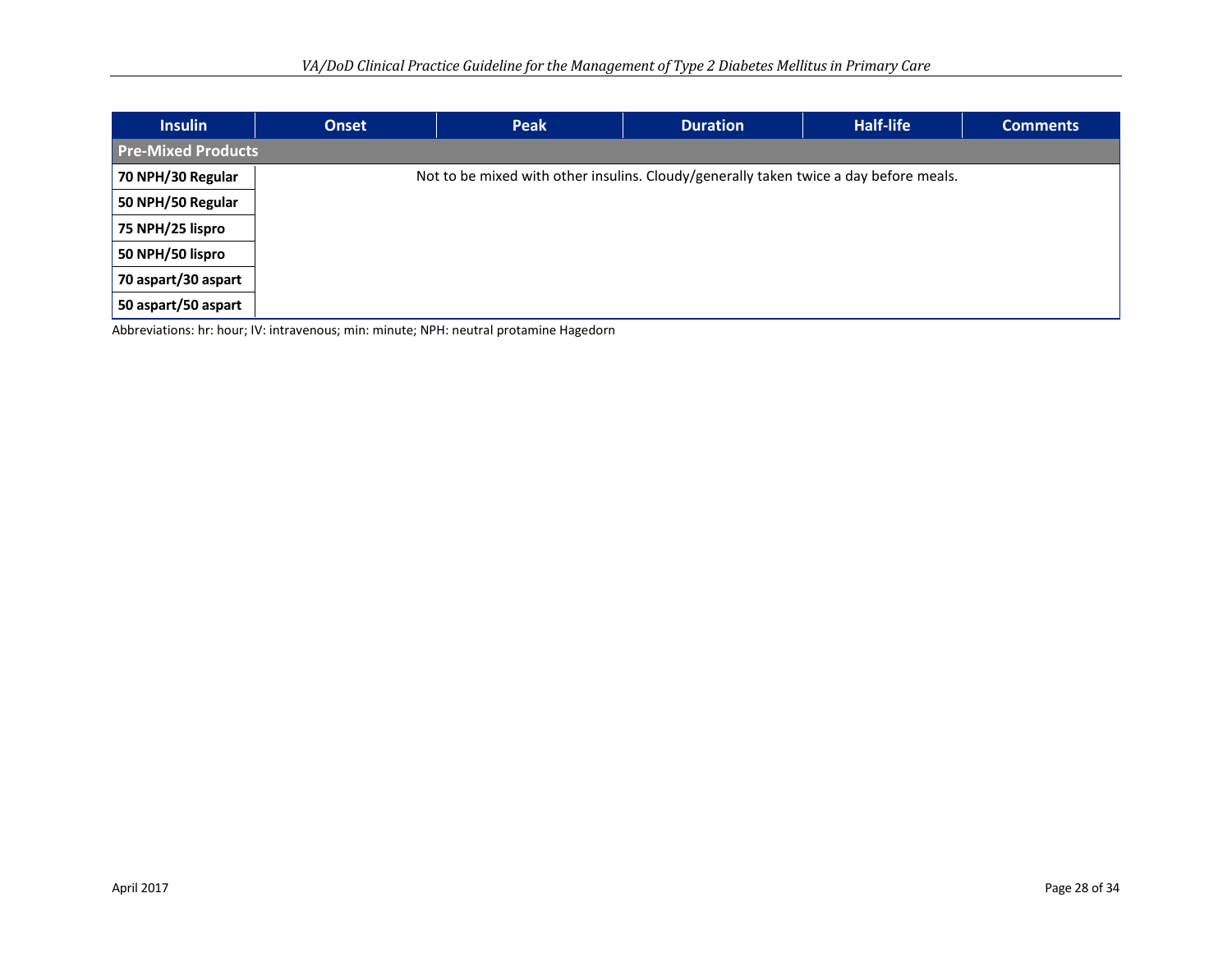| Insulin | Onset | Peak | Duration | Half-life | Comments |
|---|---|---|---|---|---|
| **Pre-Mixed Products** | | | | | |
| **70 NPH/30 Regular** | Not to be mixed with other insulins. Cloudy/generally taken twice a day before meals. | | | | |
| **50 NPH/50 Regular** | | | | | |
| **75 NPH/25 lispro** | | | | | |
| **50 NPH/50 lispro** | | | | | |
| **70 aspart/30 aspart** | | | | | |
| **50 aspart/50 aspart** | | | | | |

Abbreviations: hr: hour; IV: intravenous; min: minute; NPH: neutral protamine Hagedorn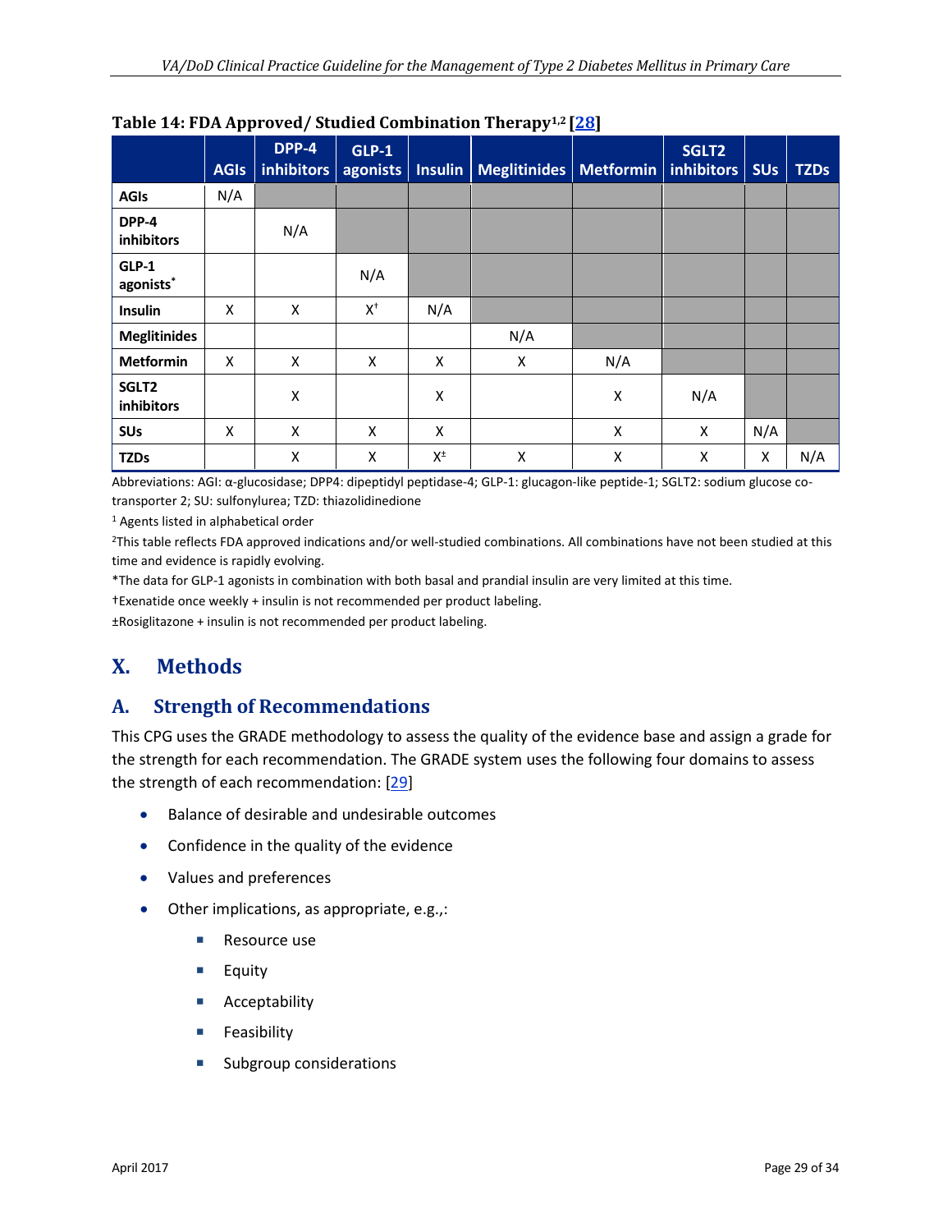**Table 14: FDA Approved/ Studied Combination Therapy[1,2] [28]**

| | AGIs | DPP-4 inhibitors | GLP-1 agonists | Insulin | Meglitinides | Metformin | SGLT2 inhibitors | SUs | TZDs |
|---|---|---|---|---|---|---|---|---|---|
| **AGIs** | N/A | | | | | | | | |
| **DPP-4 inhibitors** | | N/A | | | | | | | |
| **GLP-1 agonists*** | | | N/A | | | | | | |
| **Insulin** | X | X | X† | N/A | | | | | |
| **Meglitinides** | | | | | N/A | | | | |
| **Metformin** | X | X | X | X | X | N/A | | | |
| **SGLT2 inhibitors** | | X | | X | | X | N/A | | |
| **SUs** | X | X | X | X | | X | X | N/A | |
| **TZDs** | | X | X | X± | X | X | X | X | N/A |

Abbreviations: AGI: α-glucosidase; DPP4: dipeptidyl peptidase-4; GLP-1: glucagon-like peptide-1; SGLT2: sodium glucose co-transporter 2; SU: sulfonylurea; TZD: thiazolidinedione

[1] Agents listed in alphabetical order

[2]This table reflects FDA approved indications and/or well-studied combinations. All combinations have not been studied at this time and evidence is rapidly evolving.

*The data for GLP-1 agonists in combination with both basal and prandial insulin are very limited at this time.

†Exenatide once weekly + insulin is not recommended per product labeling.

±Rosiglitazone + insulin is not recommended per product labeling.

# X. Methods

## A. Strength of Recommendations

This CPG uses the GRADE methodology to assess the quality of the evidence base and assign a grade for the strength for each recommendation. The GRADE system uses the following four domains to assess the strength of each recommendation: [29]

- Balance of desirable and undesirable outcomes
- Confidence in the quality of the evidence
- Values and preferences
- Other implications, as appropriate, e.g.,:
  - Resource use
  - Equity
  - Acceptability
  - Feasibility
  - Subgroup considerations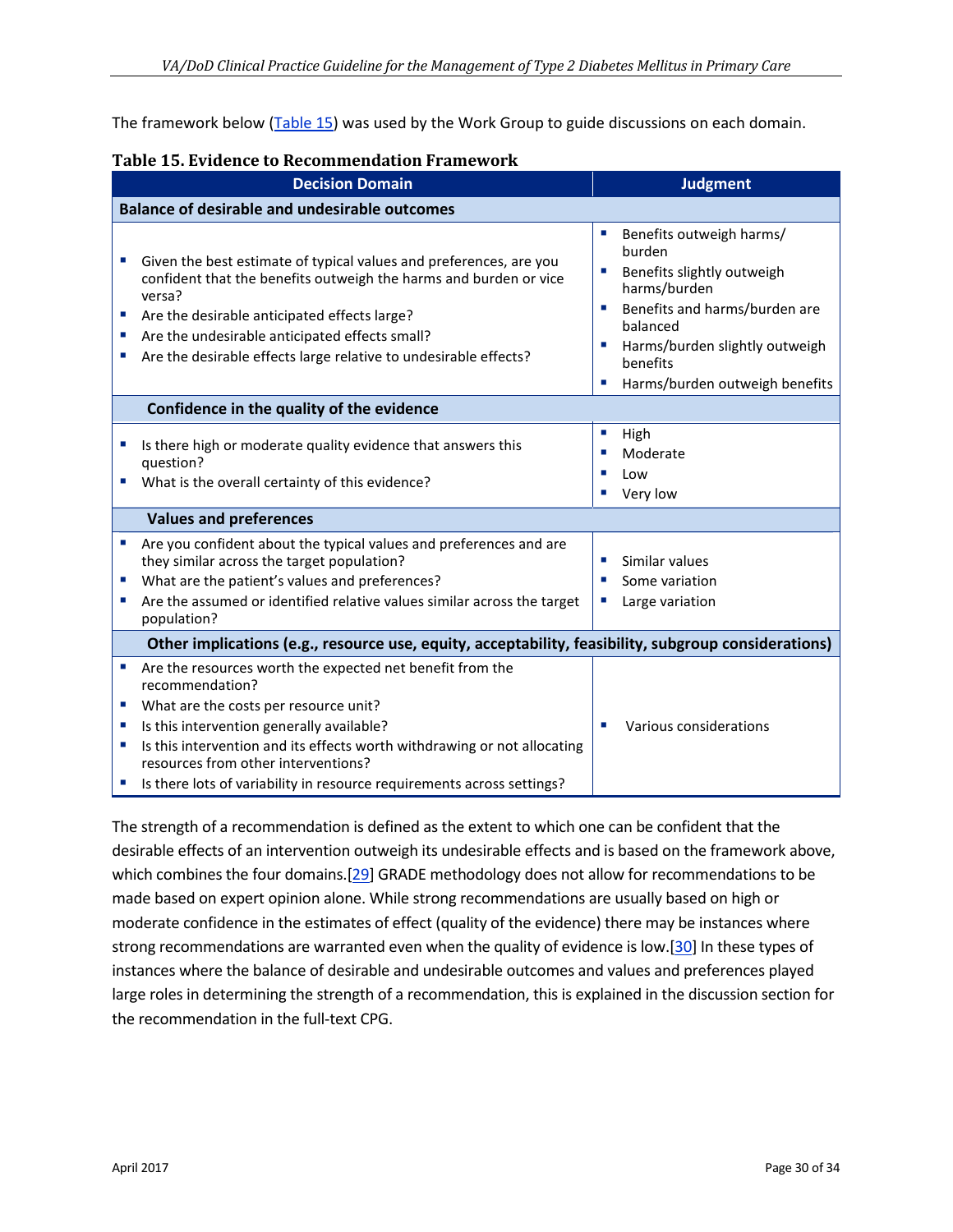The framework below (Table 15) was used by the Work Group to guide discussions on each domain.

**Table 15. Evidence to Recommendation Framework**

| Decision Domain | Judgment |
|---|---|
| **Balance of desirable and undesirable outcomes** | |
| • Given the best estimate of typical values and preferences, are you confident that the benefits outweigh the harms and burden or vice versa?<br>• Are the desirable anticipated effects large?<br>• Are the undesirable anticipated effects small?<br>• Are the desirable effects large relative to undesirable effects? | • Benefits outweigh harms/ burden<br>• Benefits slightly outweigh harms/burden<br>• Benefits and harms/burden are balanced<br>• Harms/burden slightly outweigh benefits<br>• Harms/burden outweigh benefits |
| **Confidence in the quality of the evidence** | |
| • Is there high or moderate quality evidence that answers this question?<br>• What is the overall certainty of this evidence? | • High<br>• Moderate<br>• Low<br>• Very low |
| **Values and preferences** | |
| • Are you confident about the typical values and preferences and are they similar across the target population?<br>• What are the patient's values and preferences?<br>• Are the assumed or identified relative values similar across the target population? | • Similar values<br>• Some variation<br>• Large variation |
| **Other implications (e.g., resource use, equity, acceptability, feasibility, subgroup considerations)** | |
| • Are the resources worth the expected net benefit from the recommendation?<br>• What are the costs per resource unit?<br>• Is this intervention generally available?<br>• Is this intervention and its effects worth withdrawing or not allocating resources from other interventions?<br>• Is there lots of variability in resource requirements across settings? | • Various considerations |

The strength of a recommendation is defined as the extent to which one can be confident that the desirable effects of an intervention outweigh its undesirable effects and is based on the framework above, which combines the four domains.[29] GRADE methodology does not allow for recommendations to be made based on expert opinion alone. While strong recommendations are usually based on high or moderate confidence in the estimates of effect (quality of the evidence) there may be instances where strong recommendations are warranted even when the quality of evidence is low.[30] In these types of instances where the balance of desirable and undesirable outcomes and values and preferences played large roles in determining the strength of a recommendation, this is explained in the discussion section for the recommendation in the full-text CPG.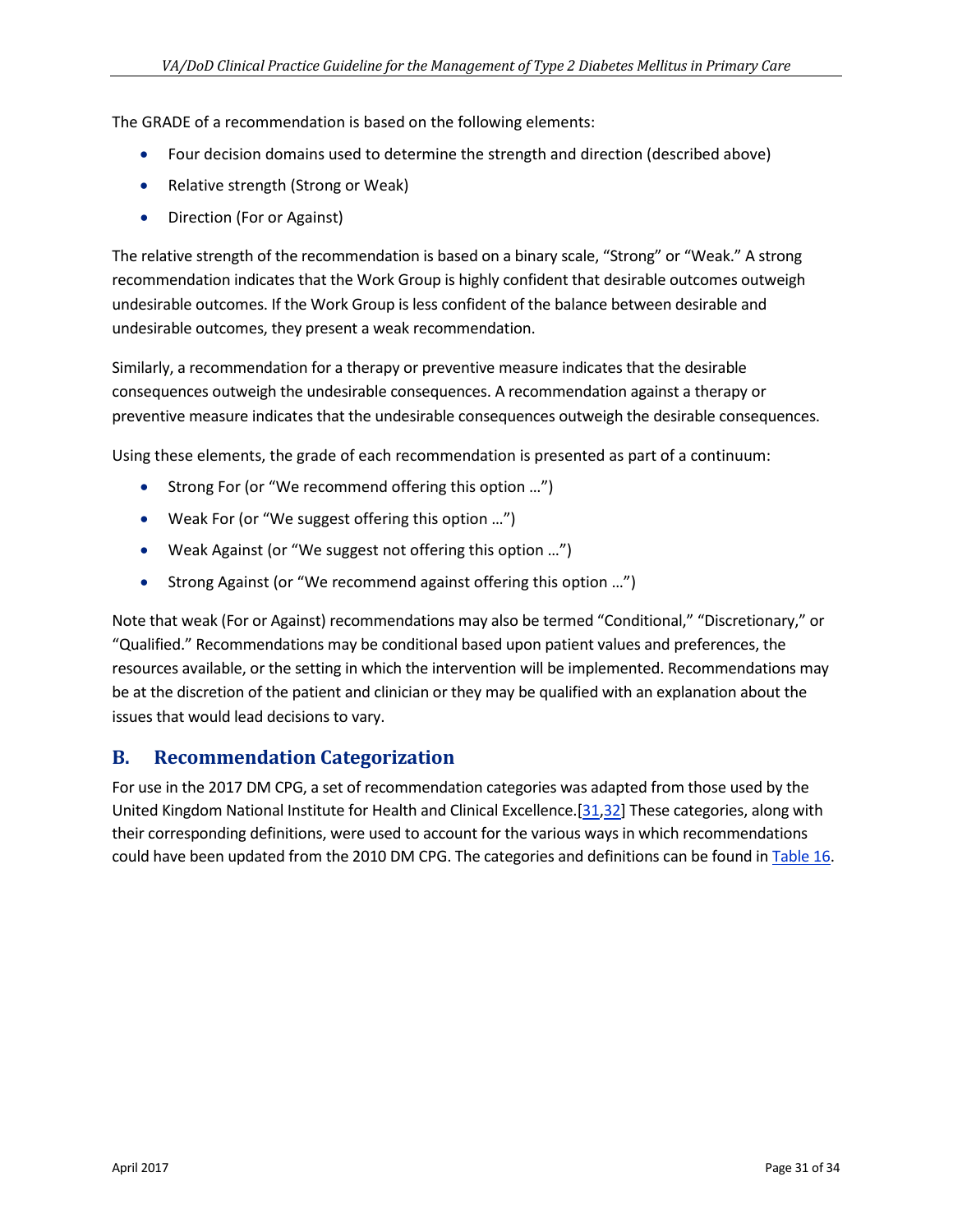The GRADE of a recommendation is based on the following elements:

- Four decision domains used to determine the strength and direction (described above)
- Relative strength (Strong or Weak)
- Direction (For or Against)

The relative strength of the recommendation is based on a binary scale, "Strong" or "Weak." A strong recommendation indicates that the Work Group is highly confident that desirable outcomes outweigh undesirable outcomes. If the Work Group is less confident of the balance between desirable and undesirable outcomes, they present a weak recommendation.

Similarly, a recommendation for a therapy or preventive measure indicates that the desirable consequences outweigh the undesirable consequences. A recommendation against a therapy or preventive measure indicates that the undesirable consequences outweigh the desirable consequences.

Using these elements, the grade of each recommendation is presented as part of a continuum:

- Strong For (or "We recommend offering this option …")
- Weak For (or "We suggest offering this option …")
- Weak Against (or "We suggest not offering this option …")
- Strong Against (or "We recommend against offering this option …")

Note that weak (For or Against) recommendations may also be termed "Conditional," "Discretionary," or "Qualified." Recommendations may be conditional based upon patient values and preferences, the resources available, or the setting in which the intervention will be implemented. Recommendations may be at the discretion of the patient and clinician or they may be qualified with an explanation about the issues that would lead decisions to vary.

## B. Recommendation Categorization

For use in the 2017 DM CPG, a set of recommendation categories was adapted from those used by the United Kingdom National Institute for Health and Clinical Excellence.[31,32] These categories, along with their corresponding definitions, were used to account for the various ways in which recommendations could have been updated from the 2010 DM CPG. The categories and definitions can be found in Table 16.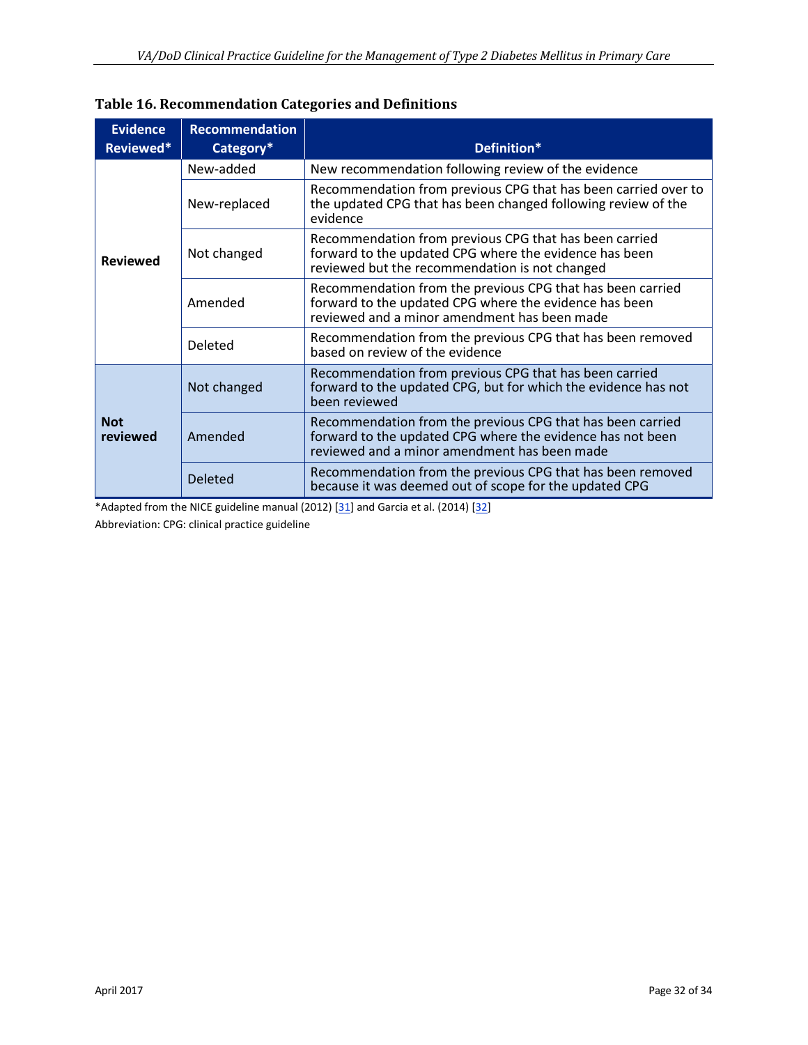**Table 16. Recommendation Categories and Definitions**

| Evidence Reviewed* | Recommendation Category* | Definition* |
|---|---|---|
| **Reviewed** | New-added | New recommendation following review of the evidence |
| | New-replaced | Recommendation from previous CPG that has been carried over to the updated CPG that has been changed following review of the evidence |
| | Not changed | Recommendation from previous CPG that has been carried forward to the updated CPG where the evidence has been reviewed but the recommendation is not changed |
| | Amended | Recommendation from the previous CPG that has been carried forward to the updated CPG where the evidence has been reviewed and a minor amendment has been made |
| | Deleted | Recommendation from the previous CPG that has been removed based on review of the evidence |
| **Not reviewed** | Not changed | Recommendation from previous CPG that has been carried forward to the updated CPG, but for which the evidence has not been reviewed |
| | Amended | Recommendation from the previous CPG that has been carried forward to the updated CPG where the evidence has not been reviewed and a minor amendment has been made |
| | Deleted | Recommendation from the previous CPG that has been removed because it was deemed out of scope for the updated CPG |

*Adapted from the NICE guideline manual (2012) [31] and Garcia et al. (2014) [32]

Abbreviation: CPG: clinical practice guideline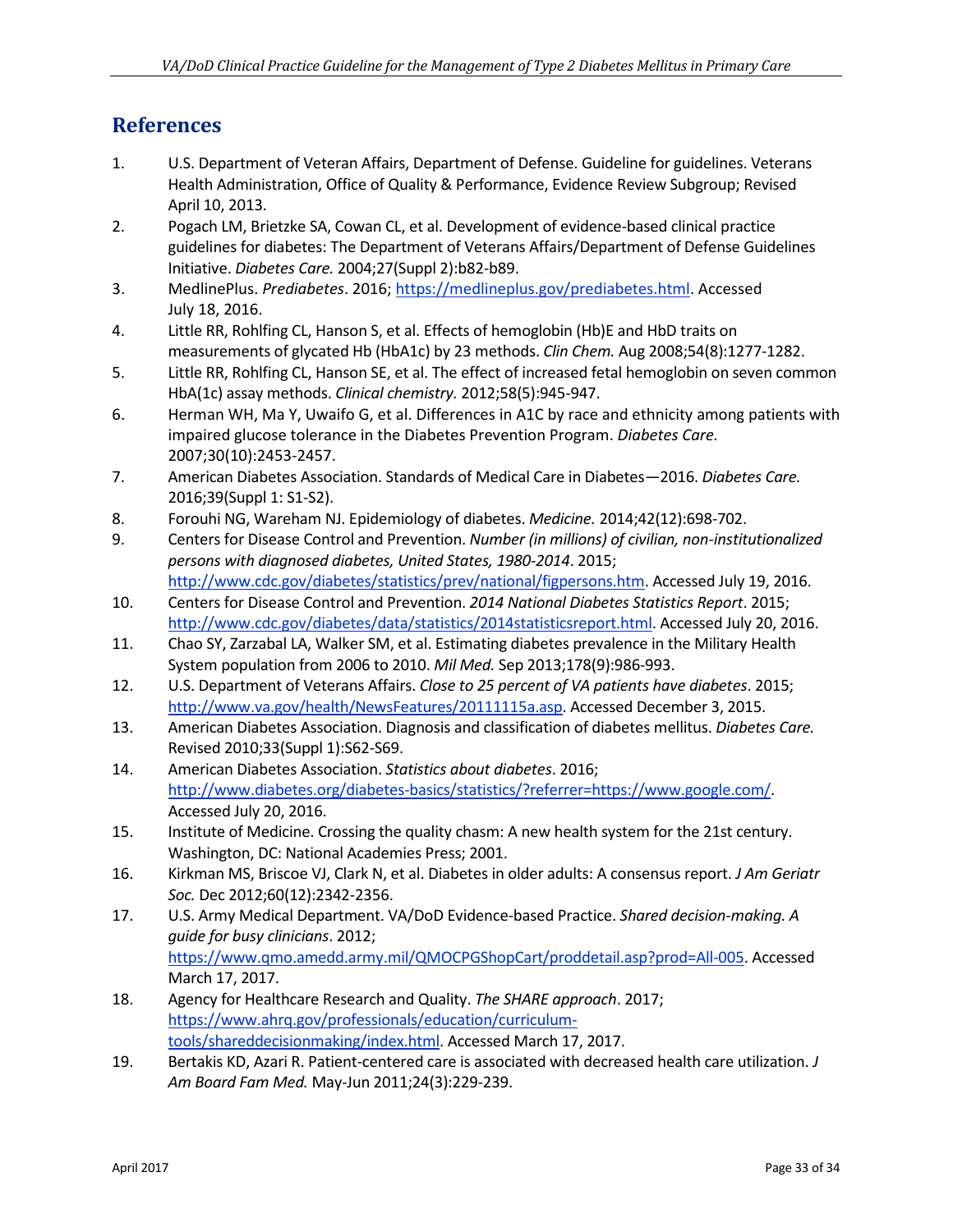# References

1. U.S. Department of Veteran Affairs, Department of Defense. Guideline for guidelines. Veterans Health Administration, Office of Quality & Performance, Evidence Review Subgroup; Revised April 10, 2013.
2. Pogach LM, Brietzke SA, Cowan CL, et al. Development of evidence-based clinical practice guidelines for diabetes: The Department of Veterans Affairs/Department of Defense Guidelines Initiative. *Diabetes Care.* 2004;27(Suppl 2):b82-b89.
3. MedlinePlus. *Prediabetes*. 2016; https://medlineplus.gov/prediabetes.html. Accessed July 18, 2016.
4. Little RR, Rohlfing CL, Hanson S, et al. Effects of hemoglobin (Hb)E and HbD traits on measurements of glycated Hb (HbA1c) by 23 methods. *Clin Chem.* Aug 2008;54(8):1277-1282.
5. Little RR, Rohlfing CL, Hanson SE, et al. The effect of increased fetal hemoglobin on seven common HbA(1c) assay methods. *Clinical chemistry.* 2012;58(5):945-947.
6. Herman WH, Ma Y, Uwaifo G, et al. Differences in A1C by race and ethnicity among patients with impaired glucose tolerance in the Diabetes Prevention Program. *Diabetes Care.* 2007;30(10):2453-2457.
7. American Diabetes Association. Standards of Medical Care in Diabetes—2016. *Diabetes Care.* 2016;39(Suppl 1: S1-S2).
8. Forouhi NG, Wareham NJ. Epidemiology of diabetes. *Medicine.* 2014;42(12):698-702.
9. Centers for Disease Control and Prevention. *Number (in millions) of civilian, non-institutionalized persons with diagnosed diabetes, United States, 1980-2014*. 2015; http://www.cdc.gov/diabetes/statistics/prev/national/figpersons.htm. Accessed July 19, 2016.
10. Centers for Disease Control and Prevention. *2014 National Diabetes Statistics Report*. 2015; http://www.cdc.gov/diabetes/data/statistics/2014statisticsreport.html. Accessed July 20, 2016.
11. Chao SY, Zarzabal LA, Walker SM, et al. Estimating diabetes prevalence in the Military Health System population from 2006 to 2010. *Mil Med.* Sep 2013;178(9):986-993.
12. U.S. Department of Veterans Affairs. *Close to 25 percent of VA patients have diabetes*. 2015; http://www.va.gov/health/NewsFeatures/20111115a.asp. Accessed December 3, 2015.
13. American Diabetes Association. Diagnosis and classification of diabetes mellitus. *Diabetes Care.* Revised 2010;33(Suppl 1):S62-S69.
14. American Diabetes Association. *Statistics about diabetes*. 2016; http://www.diabetes.org/diabetes-basics/statistics/?referrer=https://www.google.com/. Accessed July 20, 2016.
15. Institute of Medicine. Crossing the quality chasm: A new health system for the 21st century. Washington, DC: National Academies Press; 2001.
16. Kirkman MS, Briscoe VJ, Clark N, et al. Diabetes in older adults: A consensus report. *J Am Geriatr Soc.* Dec 2012;60(12):2342-2356.
17. U.S. Army Medical Department. VA/DoD Evidence-based Practice. *Shared decision-making. A guide for busy clinicians*. 2012; https://www.qmo.amedd.army.mil/QMOCPGShopCart/proddetail.asp?prod=All-005. Accessed March 17, 2017.
18. Agency for Healthcare Research and Quality. *The SHARE approach*. 2017; https://www.ahrq.gov/professionals/education/curriculum-tools/shareddecisionmaking/index.html. Accessed March 17, 2017.
19. Bertakis KD, Azari R. Patient-centered care is associated with decreased health care utilization. *J Am Board Fam Med.* May-Jun 2011;24(3):229-239.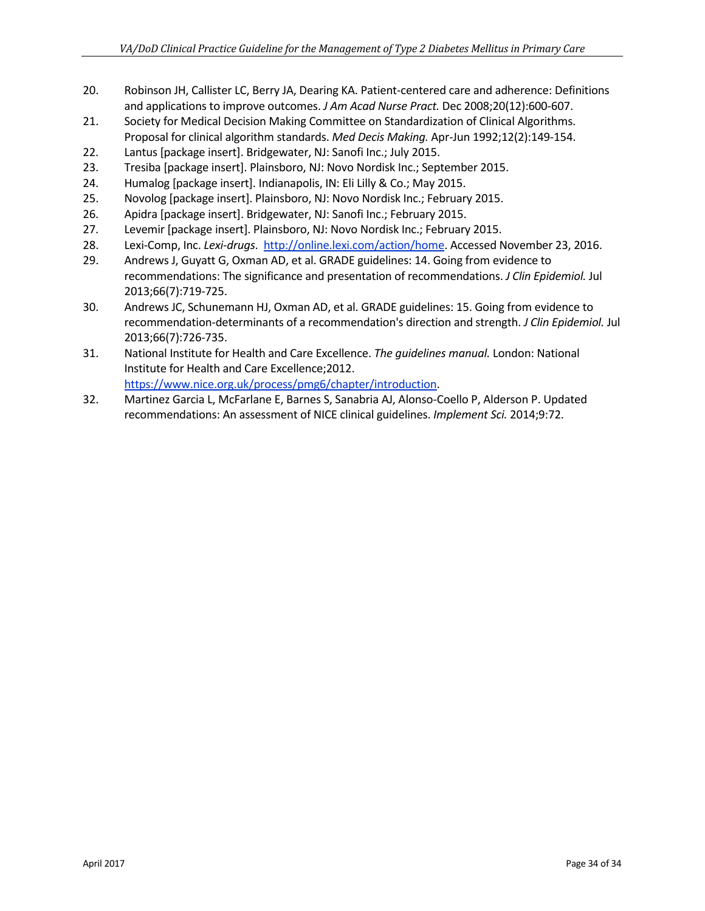20. Robinson JH, Callister LC, Berry JA, Dearing KA. Patient-centered care and adherence: Definitions and applications to improve outcomes. *J Am Acad Nurse Pract.* Dec 2008;20(12):600-607.
21. Society for Medical Decision Making Committee on Standardization of Clinical Algorithms. Proposal for clinical algorithm standards. *Med Decis Making.* Apr-Jun 1992;12(2):149-154.
22. Lantus [package insert]. Bridgewater, NJ: Sanofi Inc.; July 2015.
23. Tresiba [package insert]. Plainsboro, NJ: Novo Nordisk Inc.; September 2015.
24. Humalog [package insert]. Indianapolis, IN: Eli Lilly & Co.; May 2015.
25. Novolog [package insert]. Plainsboro, NJ: Novo Nordisk Inc.; February 2015.
26. Apidra [package insert]. Bridgewater, NJ: Sanofi Inc.; February 2015.
27. Levemir [package insert]. Plainsboro, NJ: Novo Nordisk Inc.; February 2015.
28. Lexi-Comp, Inc. *Lexi-drugs*. http://online.lexi.com/action/home. Accessed November 23, 2016.
29. Andrews J, Guyatt G, Oxman AD, et al. GRADE guidelines: 14. Going from evidence to recommendations: The significance and presentation of recommendations. *J Clin Epidemiol.* Jul 2013;66(7):719-725.
30. Andrews JC, Schunemann HJ, Oxman AD, et al. GRADE guidelines: 15. Going from evidence to recommendation-determinants of a recommendation's direction and strength. *J Clin Epidemiol.* Jul 2013;66(7):726-735.
31. National Institute for Health and Care Excellence. *The guidelines manual.* London: National Institute for Health and Care Excellence;2012. https://www.nice.org.uk/process/pmg6/chapter/introduction.
32. Martinez Garcia L, McFarlane E, Barnes S, Sanabria AJ, Alonso-Coello P, Alderson P. Updated recommendations: An assessment of NICE clinical guidelines. *Implement Sci.* 2014;9:72.